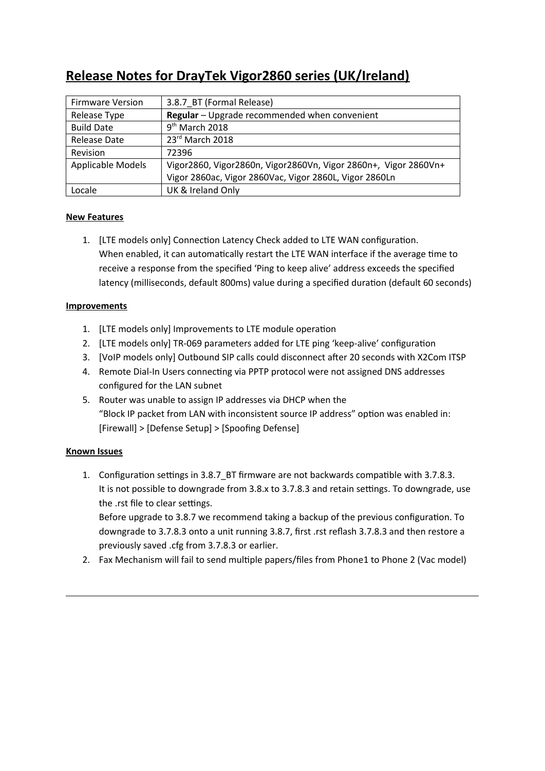# Release Notes for DrayTek Vigor2860 series (UK/Ireland)

| Firmware Version | 3.8.7_BT (Formal Release) |
|---|---|
| Release Type | **Regular** – Upgrade recommended when convenient |
| Build Date | 9th March 2018 |
| Release Date | 23rd March 2018 |
| Revision | 72396 |
| Applicable Models | Vigor2860, Vigor2860n, Vigor2860Vn, Vigor 2860n+, Vigor 2860Vn+ Vigor 2860ac, Vigor 2860Vac, Vigor 2860L, Vigor 2860Ln |
| Locale | UK & Ireland Only |

**New Features**

1. [LTE models only] Connection Latency Check added to LTE WAN configuration. When enabled, it can automatically restart the LTE WAN interface if the average time to receive a response from the specified 'Ping to keep alive' address exceeds the specified latency (milliseconds, default 800ms) value during a specified duration (default 60 seconds)

**Improvements**

1. [LTE models only] Improvements to LTE module operation
2. [LTE models only] TR-069 parameters added for LTE ping 'keep-alive' configuration
3. [VoIP models only] Outbound SIP calls could disconnect after 20 seconds with X2Com ITSP
4. Remote Dial-In Users connecting via PPTP protocol were not assigned DNS addresses configured for the LAN subnet
5. Router was unable to assign IP addresses via DHCP when the "Block IP packet from LAN with inconsistent source IP address" option was enabled in: [Firewall] > [Defense Setup] > [Spoofing Defense]

**Known Issues**

1. Configuration settings in 3.8.7_BT firmware are not backwards compatible with 3.7.8.3. It is not possible to downgrade from 3.8.x to 3.7.8.3 and retain settings. To downgrade, use the .rst file to clear settings.
   Before upgrade to 3.8.7 we recommend taking a backup of the previous configuration. To downgrade to 3.7.8.3 onto a unit running 3.8.7, first .rst reflash 3.7.8.3 and then restore a previously saved .cfg from 3.7.8.3 or earlier.
2. Fax Mechanism will fail to send multiple papers/files from Phone1 to Phone 2 (Vac model)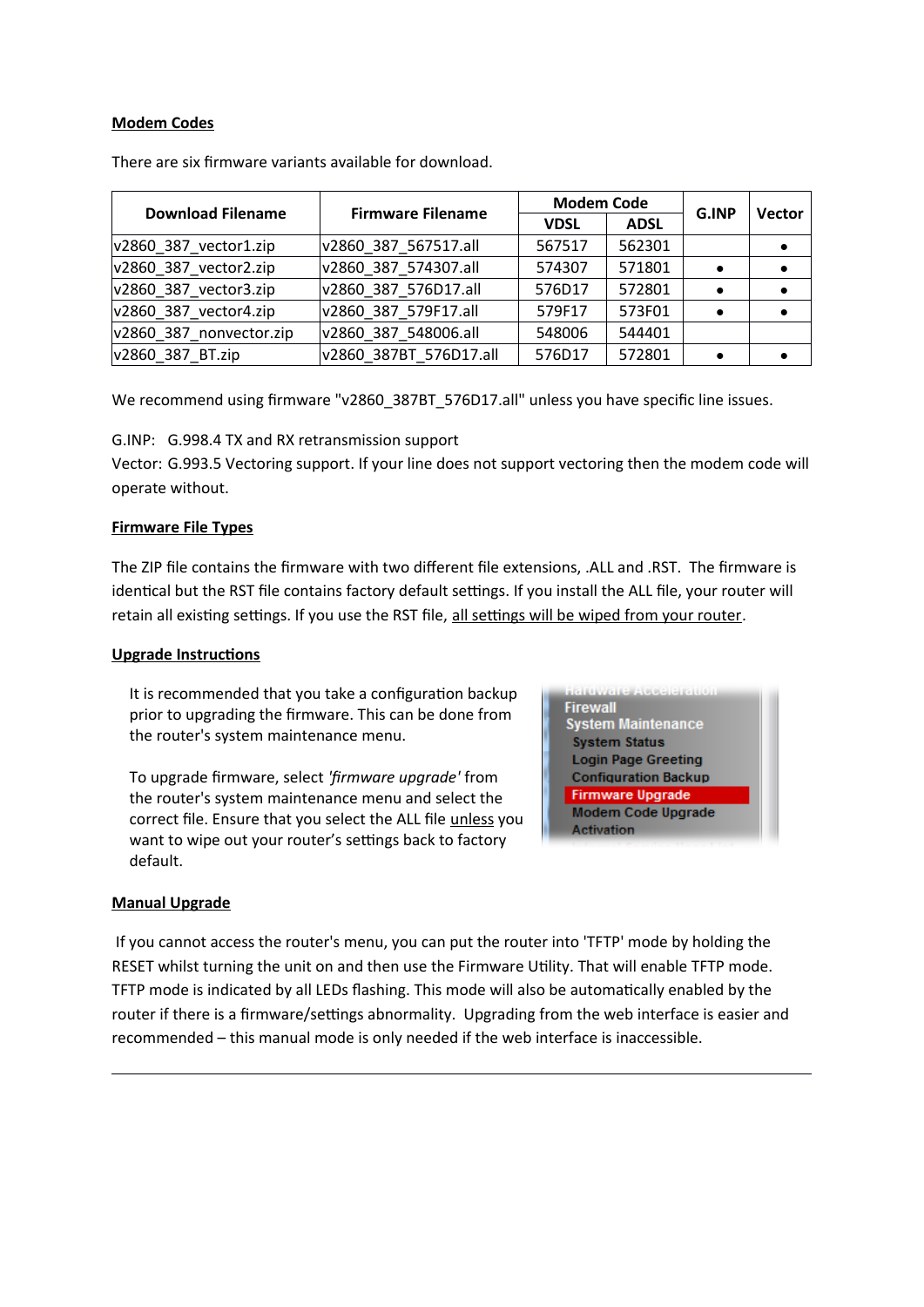## Modem Codes

There are six firmware variants available for download.

| Download Filename | Firmware Filename | Modem Code | | G.INP | Vector |
|---|---|---|---|---|---|
| | | VDSL | ADSL | | |
| v2860_387_vector1.zip | v2860_387_567517.all | 567517 | 562301 | | • |
| v2860_387_vector2.zip | v2860_387_574307.all | 574307 | 571801 | • | • |
| v2860_387_vector3.zip | v2860_387_576D17.all | 576D17 | 572801 | • | • |
| v2860_387_vector4.zip | v2860_387_579F17.all | 579F17 | 573F01 | • | • |
| v2860_387_nonvector.zip | v2860_387_548006.all | 548006 | 544401 | | |
| v2860_387_BT.zip | v2860_387BT_576D17.all | 576D17 | 572801 | • | • |

We recommend using firmware "v2860_387BT_576D17.all" unless you have specific line issues.

G.INP: G.998.4 TX and RX retransmission support
Vector: G.993.5 Vectoring support. If your line does not support vectoring then the modem code will operate without.

## Firmware File Types

The ZIP file contains the firmware with two different file extensions, .ALL and .RST. The firmware is identical but the RST file contains factory default settings. If you install the ALL file, your router will retain all existing settings. If you use the RST file, <u>all settings will be wiped from your router</u>.

## Upgrade Instructions

It is recommended that you take a configuration backup prior to upgrading the firmware. This can be done from the router's system maintenance menu.

To upgrade firmware, select *'firmware upgrade'* from the router's system maintenance menu and select the correct file. Ensure that you select the ALL file <u>unless</u> you want to wipe out your router's settings back to factory default.

## Manual Upgrade

If you cannot access the router's menu, you can put the router into 'TFTP' mode by holding the RESET whilst turning the unit on and then use the Firmware Utility. That will enable TFTP mode. TFTP mode is indicated by all LEDs flashing. This mode will also be automatically enabled by the router if there is a firmware/settings abnormality. Upgrading from the web interface is easier and recommended – this manual mode is only needed if the web interface is inaccessible.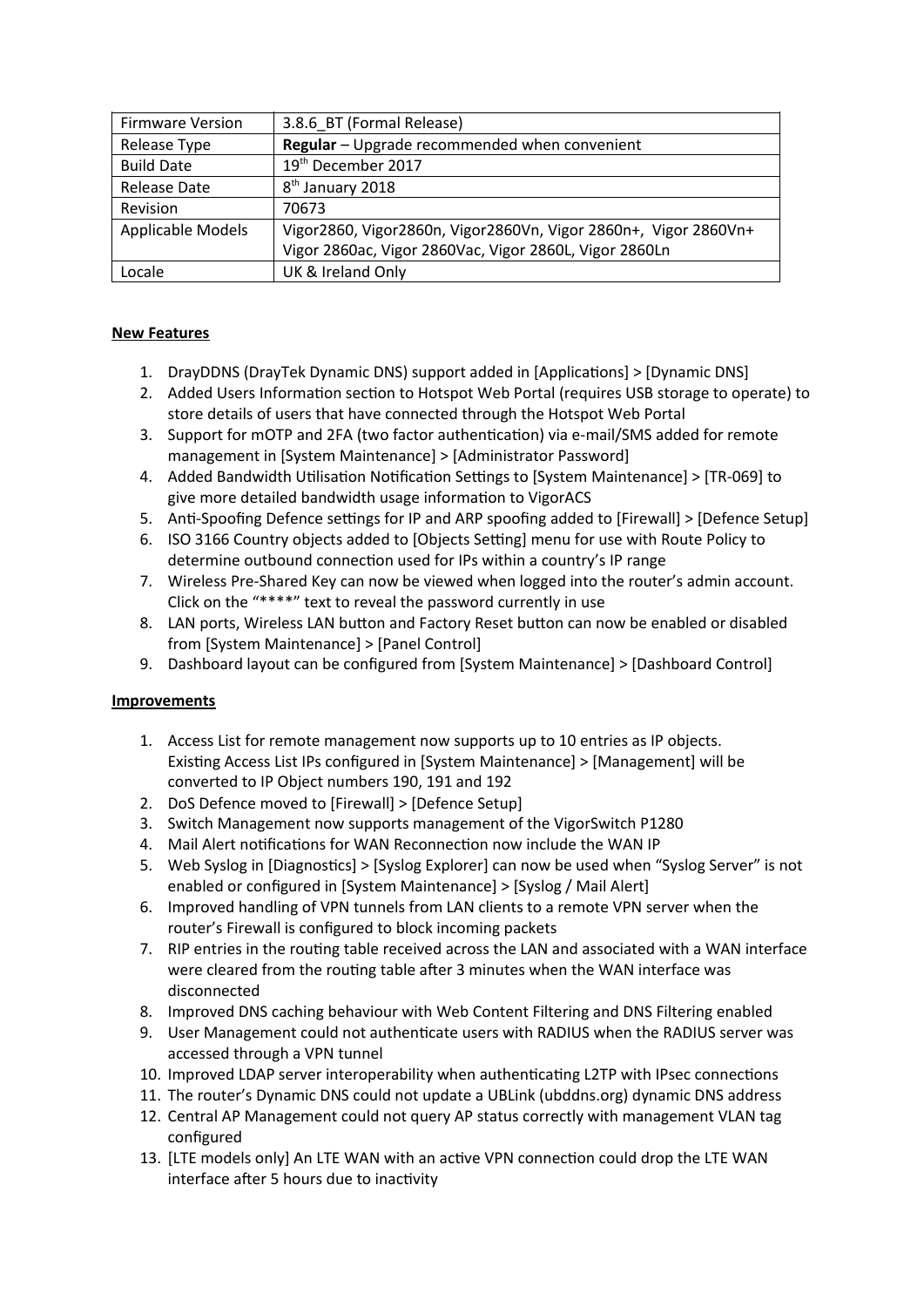| Firmware Version | 3.8.6_BT (Formal Release) |
|---|---|
| Release Type | **Regular** – Upgrade recommended when convenient |
| Build Date | 19th December 2017 |
| Release Date | 8th January 2018 |
| Revision | 70673 |
| Applicable Models | Vigor2860, Vigor2860n, Vigor2860Vn, Vigor 2860n+, Vigor 2860Vn+ Vigor 2860ac, Vigor 2860Vac, Vigor 2860L, Vigor 2860Ln |
| Locale | UK & Ireland Only |

**New Features**

1. DrayDDNS (DrayTek Dynamic DNS) support added in [Applications] > [Dynamic DNS]
2. Added Users Information section to Hotspot Web Portal (requires USB storage to operate) to store details of users that have connected through the Hotspot Web Portal
3. Support for mOTP and 2FA (two factor authentication) via e-mail/SMS added for remote management in [System Maintenance] > [Administrator Password]
4. Added Bandwidth Utilisation Notification Settings to [System Maintenance] > [TR-069] to give more detailed bandwidth usage information to VigorACS
5. Anti-Spoofing Defence settings for IP and ARP spoofing added to [Firewall] > [Defence Setup]
6. ISO 3166 Country objects added to [Objects Setting] menu for use with Route Policy to determine outbound connection used for IPs within a country's IP range
7. Wireless Pre-Shared Key can now be viewed when logged into the router's admin account. Click on the "****" text to reveal the password currently in use
8. LAN ports, Wireless LAN button and Factory Reset button can now be enabled or disabled from [System Maintenance] > [Panel Control]
9. Dashboard layout can be configured from [System Maintenance] > [Dashboard Control]

**Improvements**

1. Access List for remote management now supports up to 10 entries as IP objects. Existing Access List IPs configured in [System Maintenance] > [Management] will be converted to IP Object numbers 190, 191 and 192
2. DoS Defence moved to [Firewall] > [Defence Setup]
3. Switch Management now supports management of the VigorSwitch P1280
4. Mail Alert notifications for WAN Reconnection now include the WAN IP
5. Web Syslog in [Diagnostics] > [Syslog Explorer] can now be used when "Syslog Server" is not enabled or configured in [System Maintenance] > [Syslog / Mail Alert]
6. Improved handling of VPN tunnels from LAN clients to a remote VPN server when the router's Firewall is configured to block incoming packets
7. RIP entries in the routing table received across the LAN and associated with a WAN interface were cleared from the routing table after 3 minutes when the WAN interface was disconnected
8. Improved DNS caching behaviour with Web Content Filtering and DNS Filtering enabled
9. User Management could not authenticate users with RADIUS when the RADIUS server was accessed through a VPN tunnel
10. Improved LDAP server interoperability when authenticating L2TP with IPsec connections
11. The router's Dynamic DNS could not update a UBLink (ubddns.org) dynamic DNS address
12. Central AP Management could not query AP status correctly with management VLAN tag configured
13. [LTE models only] An LTE WAN with an active VPN connection could drop the LTE WAN interface after 5 hours due to inactivity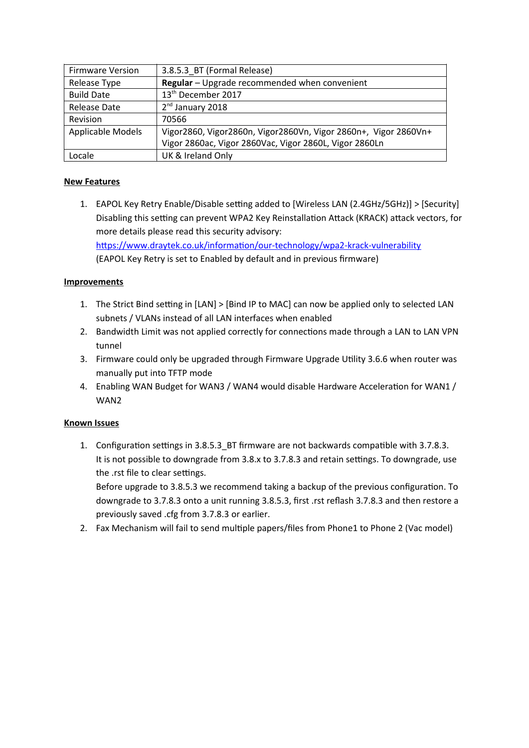| Firmware Version | 3.8.5.3_BT (Formal Release) |
|---|---|
| Release Type | **Regular** – Upgrade recommended when convenient |
| Build Date | 13th December 2017 |
| Release Date | 2nd January 2018 |
| Revision | 70566 |
| Applicable Models | Vigor2860, Vigor2860n, Vigor2860Vn, Vigor 2860n+, Vigor 2860Vn+ Vigor 2860ac, Vigor 2860Vac, Vigor 2860L, Vigor 2860Ln |
| Locale | UK & Ireland Only |

**New Features**

1. EAPOL Key Retry Enable/Disable setting added to [Wireless LAN (2.4GHz/5GHz)] > [Security] Disabling this setting can prevent WPA2 Key Reinstallation Attack (KRACK) attack vectors, for more details please read this security advisory:
   https://www.draytek.co.uk/information/our-technology/wpa2-krack-vulnerability
   (EAPOL Key Retry is set to Enabled by default and in previous firmware)

**Improvements**

1. The Strict Bind setting in [LAN] > [Bind IP to MAC] can now be applied only to selected LAN subnets / VLANs instead of all LAN interfaces when enabled
2. Bandwidth Limit was not applied correctly for connections made through a LAN to LAN VPN tunnel
3. Firmware could only be upgraded through Firmware Upgrade Utility 3.6.6 when router was manually put into TFTP mode
4. Enabling WAN Budget for WAN3 / WAN4 would disable Hardware Acceleration for WAN1 / WAN2

**Known Issues**

1. Configuration settings in 3.8.5.3_BT firmware are not backwards compatible with 3.7.8.3. It is not possible to downgrade from 3.8.x to 3.7.8.3 and retain settings. To downgrade, use the .rst file to clear settings.
   Before upgrade to 3.8.5.3 we recommend taking a backup of the previous configuration. To downgrade to 3.7.8.3 onto a unit running 3.8.5.3, first .rst reflash 3.7.8.3 and then restore a previously saved .cfg from 3.7.8.3 or earlier.
2. Fax Mechanism will fail to send multiple papers/files from Phone1 to Phone 2 (Vac model)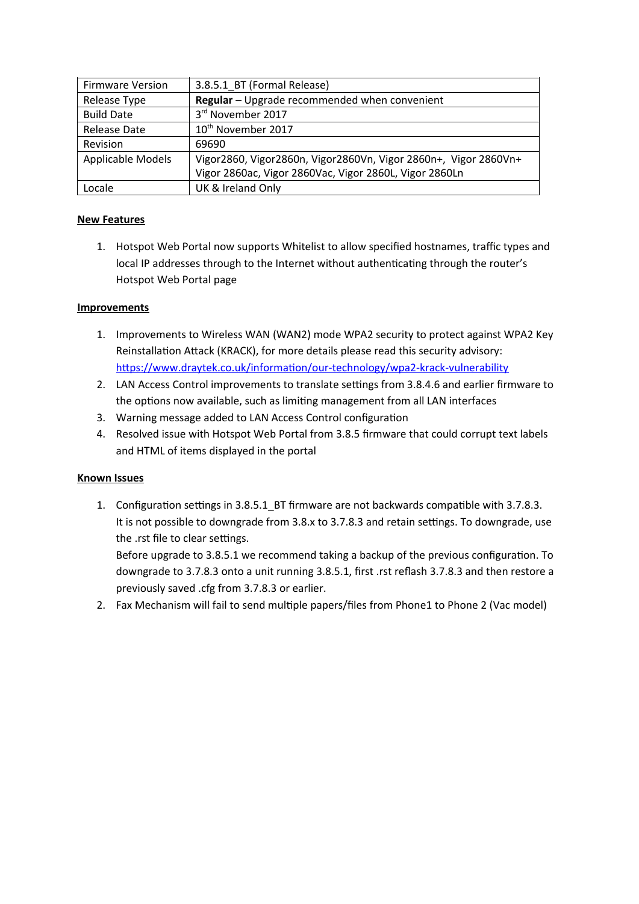| Firmware Version | 3.8.5.1_BT (Formal Release) |
|---|---|
| Release Type | **Regular** – Upgrade recommended when convenient |
| Build Date | 3rd November 2017 |
| Release Date | 10th November 2017 |
| Revision | 69690 |
| Applicable Models | Vigor2860, Vigor2860n, Vigor2860Vn, Vigor 2860n+, Vigor 2860Vn+ Vigor 2860ac, Vigor 2860Vac, Vigor 2860L, Vigor 2860Ln |
| Locale | UK & Ireland Only |

**New Features**

1. Hotspot Web Portal now supports Whitelist to allow specified hostnames, traffic types and local IP addresses through to the Internet without authenticating through the router's Hotspot Web Portal page

**Improvements**

1. Improvements to Wireless WAN (WAN2) mode WPA2 security to protect against WPA2 Key Reinstallation Attack (KRACK), for more details please read this security advisory: https://www.draytek.co.uk/information/our-technology/wpa2-krack-vulnerability
2. LAN Access Control improvements to translate settings from 3.8.4.6 and earlier firmware to the options now available, such as limiting management from all LAN interfaces
3. Warning message added to LAN Access Control configuration
4. Resolved issue with Hotspot Web Portal from 3.8.5 firmware that could corrupt text labels and HTML of items displayed in the portal

**Known Issues**

1. Configuration settings in 3.8.5.1_BT firmware are not backwards compatible with 3.7.8.3. It is not possible to downgrade from 3.8.x to 3.7.8.3 and retain settings. To downgrade, use the .rst file to clear settings.
   Before upgrade to 3.8.5.1 we recommend taking a backup of the previous configuration. To downgrade to 3.7.8.3 onto a unit running 3.8.5.1, first .rst reflash 3.7.8.3 and then restore a previously saved .cfg from 3.7.8.3 or earlier.
2. Fax Mechanism will fail to send multiple papers/files from Phone1 to Phone 2 (Vac model)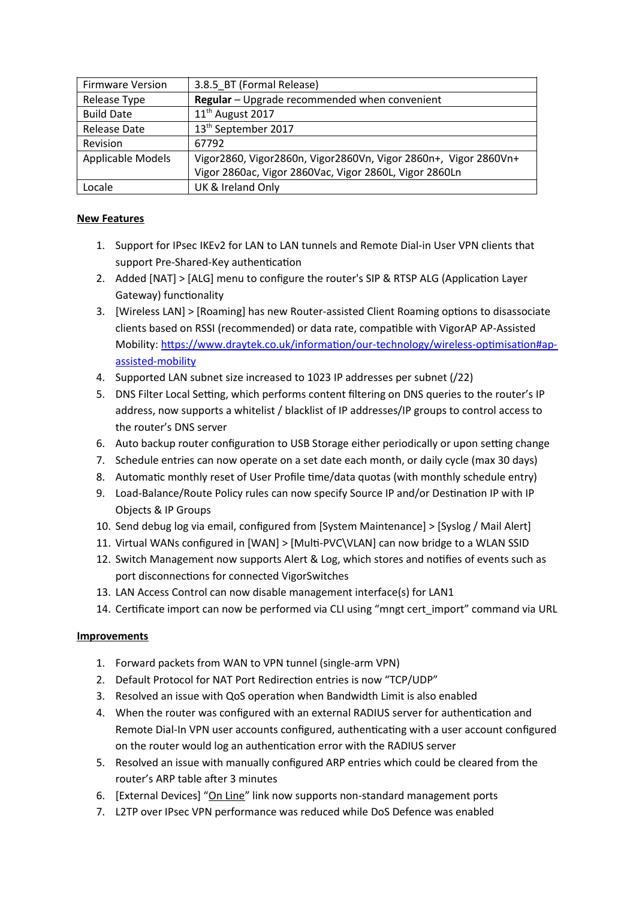| Firmware Version | 3.8.5_BT (Formal Release) |
| --- | --- |
| Release Type | **Regular** – Upgrade recommended when convenient |
| Build Date | 11th August 2017 |
| Release Date | 13th September 2017 |
| Revision | 67792 |
| Applicable Models | Vigor2860, Vigor2860n, Vigor2860Vn, Vigor 2860n+, Vigor 2860Vn+ Vigor 2860ac, Vigor 2860Vac, Vigor 2860L, Vigor 2860Ln |
| Locale | UK & Ireland Only |

**New Features**

1. Support for IPsec IKEv2 for LAN to LAN tunnels and Remote Dial-in User VPN clients that support Pre-Shared-Key authentication
2. Added [NAT] > [ALG] menu to configure the router's SIP & RTSP ALG (Application Layer Gateway) functionality
3. [Wireless LAN] > [Roaming] has new Router-assisted Client Roaming options to disassociate clients based on RSSI (recommended) or data rate, compatible with VigorAP AP-Assisted Mobility: [https://www.draytek.co.uk/information/our-technology/wireless-optimisation#ap-assisted-mobility](https://www.draytek.co.uk/information/our-technology/wireless-optimisation#ap-assisted-mobility)
4. Supported LAN subnet size increased to 1023 IP addresses per subnet (/22)
5. DNS Filter Local Setting, which performs content filtering on DNS queries to the router's IP address, now supports a whitelist / blacklist of IP addresses/IP groups to control access to the router's DNS server
6. Auto backup router configuration to USB Storage either periodically or upon setting change
7. Schedule entries can now operate on a set date each month, or daily cycle (max 30 days)
8. Automatic monthly reset of User Profile time/data quotas (with monthly schedule entry)
9. Load-Balance/Route Policy rules can now specify Source IP and/or Destination IP with IP Objects & IP Groups
10. Send debug log via email, configured from [System Maintenance] > [Syslog / Mail Alert]
11. Virtual WANs configured in [WAN] > [Multi-PVC\VLAN] can now bridge to a WLAN SSID
12. Switch Management now supports Alert & Log, which stores and notifies of events such as port disconnections for connected VigorSwitches
13. LAN Access Control can now disable management interface(s) for LAN1
14. Certificate import can now be performed via CLI using "mngt cert_import" command via URL

**Improvements**

1. Forward packets from WAN to VPN tunnel (single-arm VPN)
2. Default Protocol for NAT Port Redirection entries is now "TCP/UDP"
3. Resolved an issue with QoS operation when Bandwidth Limit is also enabled
4. When the router was configured with an external RADIUS server for authentication and Remote Dial-In VPN user accounts configured, authenticating with a user account configured on the router would log an authentication error with the RADIUS server
5. Resolved an issue with manually configured ARP entries which could be cleared from the router's ARP table after 3 minutes
6. [External Devices] "On Line" link now supports non-standard management ports
7. L2TP over IPsec VPN performance was reduced while DoS Defence was enabled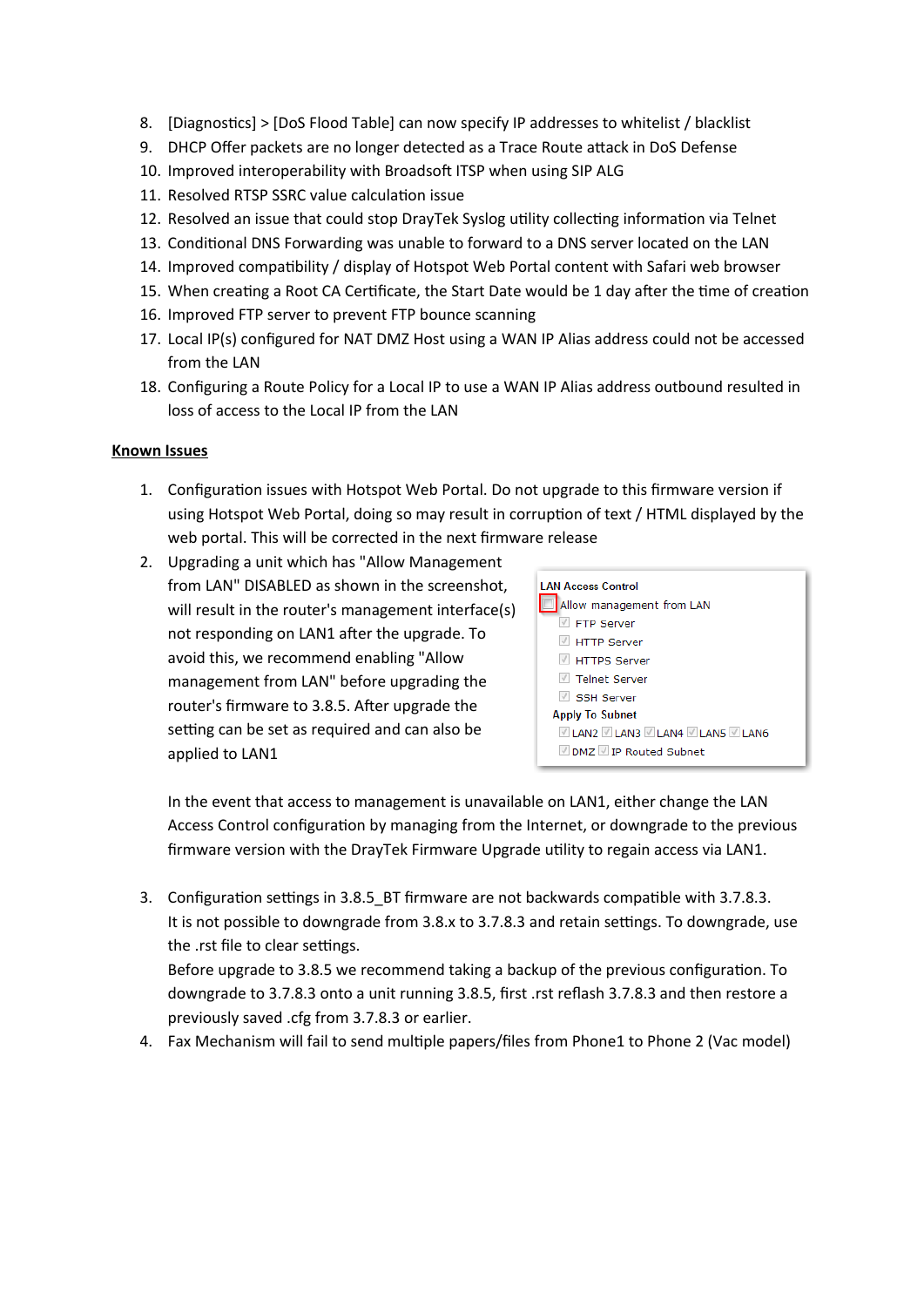8. [Diagnostics] > [DoS Flood Table] can now specify IP addresses to whitelist / blacklist
9. DHCP Offer packets are no longer detected as a Trace Route attack in DoS Defense
10. Improved interoperability with Broadsoft ITSP when using SIP ALG
11. Resolved RTSP SSRC value calculation issue
12. Resolved an issue that could stop DrayTek Syslog utility collecting information via Telnet
13. Conditional DNS Forwarding was unable to forward to a DNS server located on the LAN
14. Improved compatibility / display of Hotspot Web Portal content with Safari web browser
15. When creating a Root CA Certificate, the Start Date would be 1 day after the time of creation
16. Improved FTP server to prevent FTP bounce scanning
17. Local IP(s) configured for NAT DMZ Host using a WAN IP Alias address could not be accessed from the LAN
18. Configuring a Route Policy for a Local IP to use a WAN IP Alias address outbound resulted in loss of access to the Local IP from the LAN

**Known Issues**

1. Configuration issues with Hotspot Web Portal. Do not upgrade to this firmware version if using Hotspot Web Portal, doing so may result in corruption of text / HTML displayed by the web portal. This will be corrected in the next firmware release
2. Upgrading a unit which has "Allow Management from LAN" DISABLED as shown in the screenshot, will result in the router's management interface(s) not responding on LAN1 after the upgrade. To avoid this, we recommend enabling "Allow management from LAN" before upgrading the router's firmware to 3.8.5. After upgrade the setting can be set as required and can also be applied to LAN1

   LAN Access Control
   - [ ] Allow management from LAN
     - [x] FTP Server
     - [x] HTTP Server
     - [x] HTTPS Server
     - [x] Telnet Server
     - [x] SSH Server

   Apply To Subnet
   - [x] LAN2 [x] LAN3 [x] LAN4 [x] LAN5 [x] LAN6
   - [x] DMZ [x] IP Routed Subnet

   In the event that access to management is unavailable on LAN1, either change the LAN Access Control configuration by managing from the Internet, or downgrade to the previous firmware version with the DrayTek Firmware Upgrade utility to regain access via LAN1.

3. Configuration settings in 3.8.5_BT firmware are not backwards compatible with 3.7.8.3. It is not possible to downgrade from 3.8.x to 3.7.8.3 and retain settings. To downgrade, use the .rst file to clear settings.
   Before upgrade to 3.8.5 we recommend taking a backup of the previous configuration. To downgrade to 3.7.8.3 onto a unit running 3.8.5, first .rst reflash 3.7.8.3 and then restore a previously saved .cfg from 3.7.8.3 or earlier.
4. Fax Mechanism will fail to send multiple papers/files from Phone1 to Phone 2 (Vac model)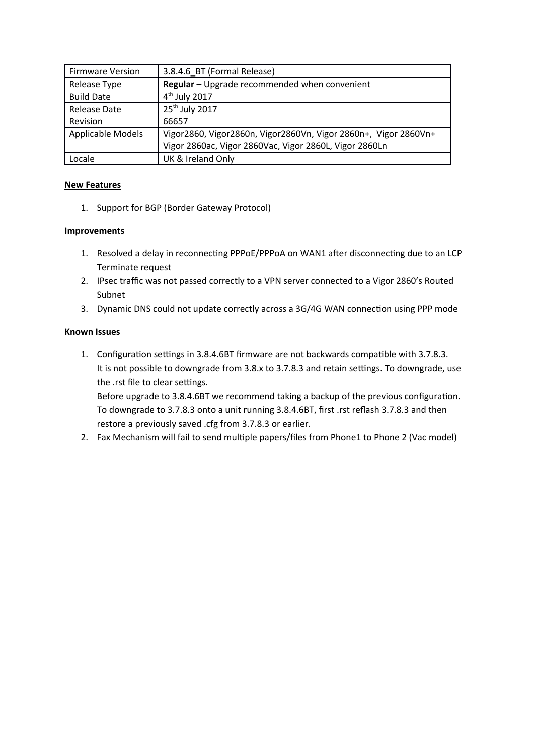| Firmware Version | 3.8.4.6_BT (Formal Release) |
| --- | --- |
| Release Type | **Regular** – Upgrade recommended when convenient |
| Build Date | 4th July 2017 |
| Release Date | 25th July 2017 |
| Revision | 66657 |
| Applicable Models | Vigor2860, Vigor2860n, Vigor2860Vn, Vigor 2860n+, Vigor 2860Vn+ Vigor 2860ac, Vigor 2860Vac, Vigor 2860L, Vigor 2860Ln |
| Locale | UK & Ireland Only |

**New Features**

1. Support for BGP (Border Gateway Protocol)

**Improvements**

1. Resolved a delay in reconnecting PPPoE/PPPoA on WAN1 after disconnecting due to an LCP Terminate request
2. IPsec traffic was not passed correctly to a VPN server connected to a Vigor 2860's Routed Subnet
3. Dynamic DNS could not update correctly across a 3G/4G WAN connection using PPP mode

**Known Issues**

1. Configuration settings in 3.8.4.6BT firmware are not backwards compatible with 3.7.8.3. It is not possible to downgrade from 3.8.x to 3.7.8.3 and retain settings. To downgrade, use the .rst file to clear settings.
   Before upgrade to 3.8.4.6BT we recommend taking a backup of the previous configuration. To downgrade to 3.7.8.3 onto a unit running 3.8.4.6BT, first .rst reflash 3.7.8.3 and then restore a previously saved .cfg from 3.7.8.3 or earlier.
2. Fax Mechanism will fail to send multiple papers/files from Phone1 to Phone 2 (Vac model)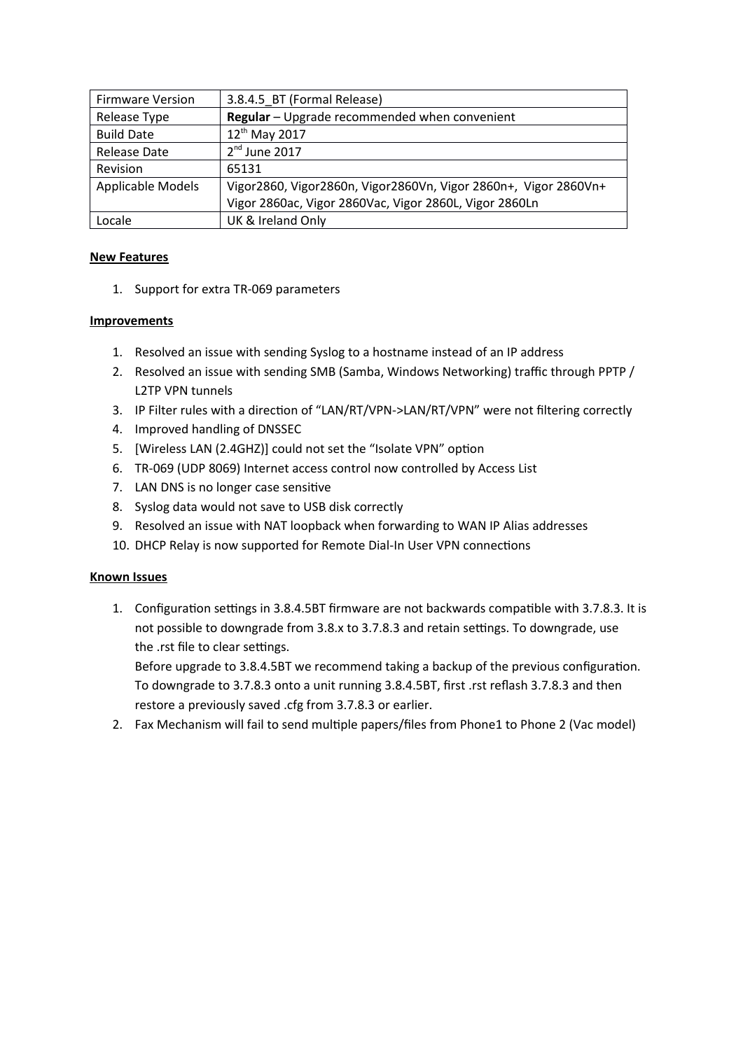| Firmware Version | 3.8.4.5_BT (Formal Release) |
|---|---|
| Release Type | **Regular** – Upgrade recommended when convenient |
| Build Date | 12th May 2017 |
| Release Date | 2nd June 2017 |
| Revision | 65131 |
| Applicable Models | Vigor2860, Vigor2860n, Vigor2860Vn, Vigor 2860n+, Vigor 2860Vn+ Vigor 2860ac, Vigor 2860Vac, Vigor 2860L, Vigor 2860Ln |
| Locale | UK & Ireland Only |

**New Features**

1. Support for extra TR-069 parameters

**Improvements**

1. Resolved an issue with sending Syslog to a hostname instead of an IP address
2. Resolved an issue with sending SMB (Samba, Windows Networking) traffic through PPTP / L2TP VPN tunnels
3. IP Filter rules with a direction of "LAN/RT/VPN->LAN/RT/VPN" were not filtering correctly
4. Improved handling of DNSSEC
5. [Wireless LAN (2.4GHZ)] could not set the "Isolate VPN" option
6. TR-069 (UDP 8069) Internet access control now controlled by Access List
7. LAN DNS is no longer case sensitive
8. Syslog data would not save to USB disk correctly
9. Resolved an issue with NAT loopback when forwarding to WAN IP Alias addresses
10. DHCP Relay is now supported for Remote Dial-In User VPN connections

**Known Issues**

1. Configuration settings in 3.8.4.5BT firmware are not backwards compatible with 3.7.8.3. It is not possible to downgrade from 3.8.x to 3.7.8.3 and retain settings. To downgrade, use the .rst file to clear settings.
   Before upgrade to 3.8.4.5BT we recommend taking a backup of the previous configuration. To downgrade to 3.7.8.3 onto a unit running 3.8.4.5BT, first .rst reflash 3.7.8.3 and then restore a previously saved .cfg from 3.7.8.3 or earlier.
2. Fax Mechanism will fail to send multiple papers/files from Phone1 to Phone 2 (Vac model)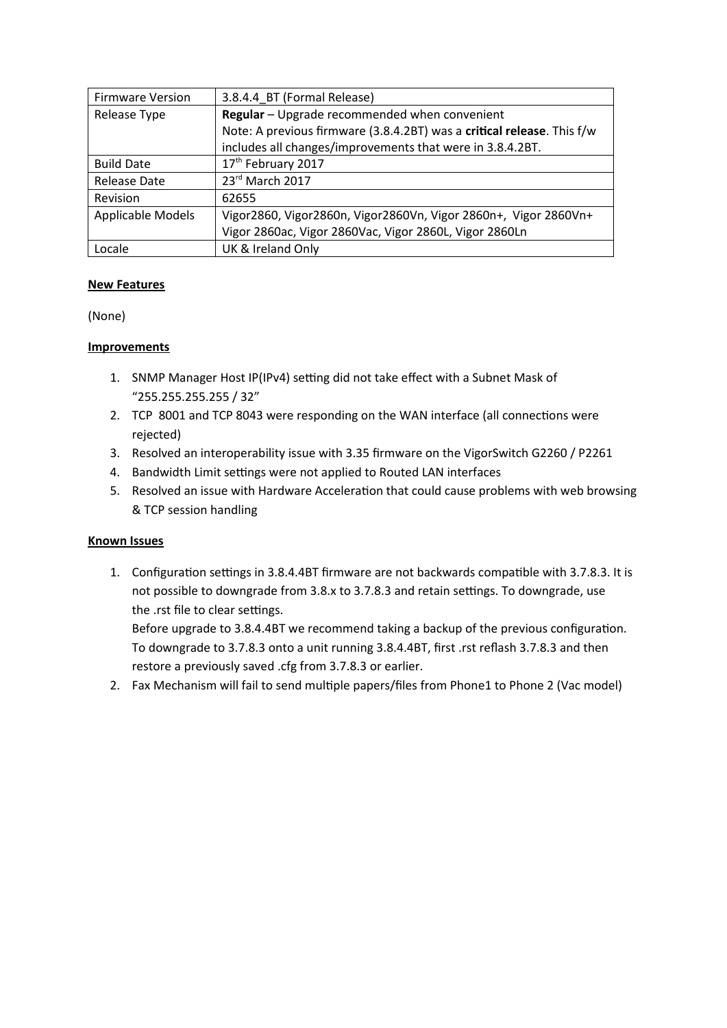| Firmware Version | 3.8.4.4_BT (Formal Release) |
| --- | --- |
| Release Type | **Regular** – Upgrade recommended when convenient<br>Note: A previous firmware (3.8.4.2BT) was a **critical release**. This f/w includes all changes/improvements that were in 3.8.4.2BT. |
| Build Date | 17th February 2017 |
| Release Date | 23rd March 2017 |
| Revision | 62655 |
| Applicable Models | Vigor2860, Vigor2860n, Vigor2860Vn, Vigor 2860n+, Vigor 2860Vn+ Vigor 2860ac, Vigor 2860Vac, Vigor 2860L, Vigor 2860Ln |
| Locale | UK & Ireland Only |

**New Features**

(None)

**Improvements**

1. SNMP Manager Host IP(IPv4) setting did not take effect with a Subnet Mask of "255.255.255.255 / 32"
2. TCP 8001 and TCP 8043 were responding on the WAN interface (all connections were rejected)
3. Resolved an interoperability issue with 3.35 firmware on the VigorSwitch G2260 / P2261
4. Bandwidth Limit settings were not applied to Routed LAN interfaces
5. Resolved an issue with Hardware Acceleration that could cause problems with web browsing & TCP session handling

**Known Issues**

1. Configuration settings in 3.8.4.4BT firmware are not backwards compatible with 3.7.8.3. It is not possible to downgrade from 3.8.x to 3.7.8.3 and retain settings. To downgrade, use the .rst file to clear settings.
   Before upgrade to 3.8.4.4BT we recommend taking a backup of the previous configuration. To downgrade to 3.7.8.3 onto a unit running 3.8.4.4BT, first .rst reflash 3.7.8.3 and then restore a previously saved .cfg from 3.7.8.3 or earlier.
2. Fax Mechanism will fail to send multiple papers/files from Phone1 to Phone 2 (Vac model)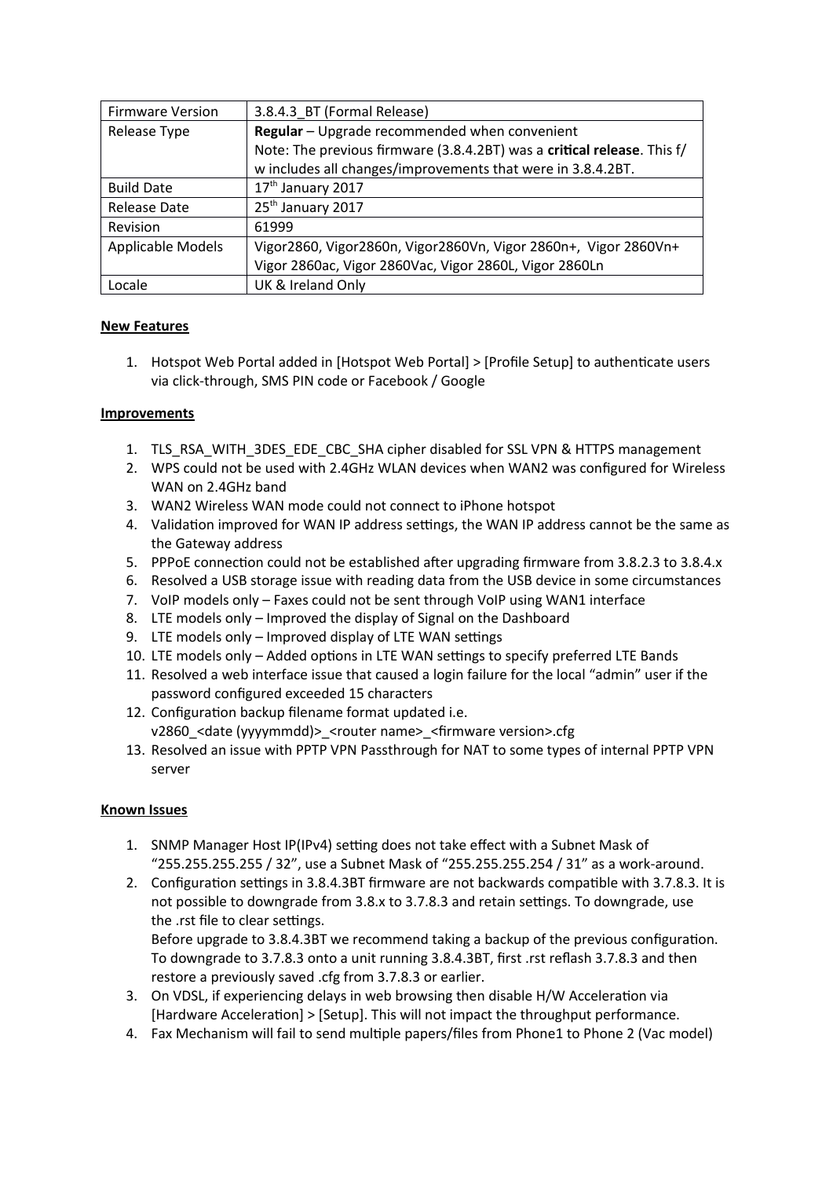| Firmware Version | 3.8.4.3_BT (Formal Release) |
| --- | --- |
| Release Type | **Regular** – Upgrade recommended when convenient<br>Note: The previous firmware (3.8.4.2BT) was a **critical release**. This f/w includes all changes/improvements that were in 3.8.4.2BT. |
| Build Date | 17th January 2017 |
| Release Date | 25th January 2017 |
| Revision | 61999 |
| Applicable Models | Vigor2860, Vigor2860n, Vigor2860Vn, Vigor 2860n+, Vigor 2860Vn+<br>Vigor 2860ac, Vigor 2860Vac, Vigor 2860L, Vigor 2860Ln |
| Locale | UK & Ireland Only |

**New Features**

1. Hotspot Web Portal added in [Hotspot Web Portal] > [Profile Setup] to authenticate users via click-through, SMS PIN code or Facebook / Google

**Improvements**

1. TLS_RSA_WITH_3DES_EDE_CBC_SHA cipher disabled for SSL VPN & HTTPS management
2. WPS could not be used with 2.4GHz WLAN devices when WAN2 was configured for Wireless WAN on 2.4GHz band
3. WAN2 Wireless WAN mode could not connect to iPhone hotspot
4. Validation improved for WAN IP address settings, the WAN IP address cannot be the same as the Gateway address
5. PPPoE connection could not be established after upgrading firmware from 3.8.2.3 to 3.8.4.x
6. Resolved a USB storage issue with reading data from the USB device in some circumstances
7. VoIP models only – Faxes could not be sent through VoIP using WAN1 interface
8. LTE models only – Improved the display of Signal on the Dashboard
9. LTE models only – Improved display of LTE WAN settings
10. LTE models only – Added options in LTE WAN settings to specify preferred LTE Bands
11. Resolved a web interface issue that caused a login failure for the local "admin" user if the password configured exceeded 15 characters
12. Configuration backup filename format updated i.e. v2860_<date (yyyymmdd)>_<router name>_<firmware version>.cfg
13. Resolved an issue with PPTP VPN Passthrough for NAT to some types of internal PPTP VPN server

**Known Issues**

1. SNMP Manager Host IP(IPv4) setting does not take effect with a Subnet Mask of "255.255.255.255 / 32", use a Subnet Mask of "255.255.255.254 / 31" as a work-around.
2. Configuration settings in 3.8.4.3BT firmware are not backwards compatible with 3.7.8.3. It is not possible to downgrade from 3.8.x to 3.7.8.3 and retain settings. To downgrade, use the .rst file to clear settings.
   Before upgrade to 3.8.4.3BT we recommend taking a backup of the previous configuration. To downgrade to 3.7.8.3 onto a unit running 3.8.4.3BT, first .rst reflash 3.7.8.3 and then restore a previously saved .cfg from 3.7.8.3 or earlier.
3. On VDSL, if experiencing delays in web browsing then disable H/W Acceleration via [Hardware Acceleration] > [Setup]. This will not impact the throughput performance.
4. Fax Mechanism will fail to send multiple papers/files from Phone1 to Phone 2 (Vac model)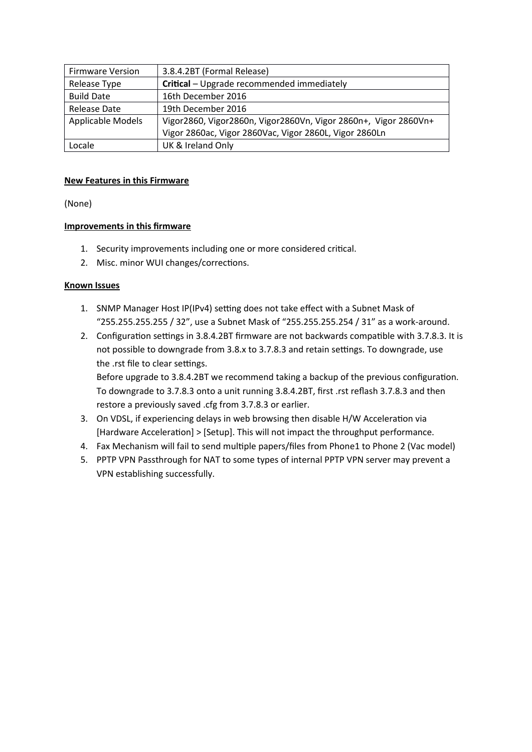| Firmware Version | 3.8.4.2BT (Formal Release) |
| --- | --- |
| Release Type | **Critical** – Upgrade recommended immediately |
| Build Date | 16th December 2016 |
| Release Date | 19th December 2016 |
| Applicable Models | Vigor2860, Vigor2860n, Vigor2860Vn, Vigor 2860n+, Vigor 2860Vn+ Vigor 2860ac, Vigor 2860Vac, Vigor 2860L, Vigor 2860Ln |
| Locale | UK & Ireland Only |

**New Features in this Firmware**

(None)

**Improvements in this firmware**

1. Security improvements including one or more considered critical.
2. Misc. minor WUI changes/corrections.

**Known Issues**

1. SNMP Manager Host IP(IPv4) setting does not take effect with a Subnet Mask of "255.255.255.255 / 32", use a Subnet Mask of "255.255.255.254 / 31" as a work-around.
2. Configuration settings in 3.8.4.2BT firmware are not backwards compatible with 3.7.8.3. It is not possible to downgrade from 3.8.x to 3.7.8.3 and retain settings. To downgrade, use the .rst file to clear settings.
   Before upgrade to 3.8.4.2BT we recommend taking a backup of the previous configuration. To downgrade to 3.7.8.3 onto a unit running 3.8.4.2BT, first .rst reflash 3.7.8.3 and then restore a previously saved .cfg from 3.7.8.3 or earlier.
3. On VDSL, if experiencing delays in web browsing then disable H/W Acceleration via [Hardware Acceleration] > [Setup]. This will not impact the throughput performance.
4. Fax Mechanism will fail to send multiple papers/files from Phone1 to Phone 2 (Vac model)
5. PPTP VPN Passthrough for NAT to some types of internal PPTP VPN server may prevent a VPN establishing successfully.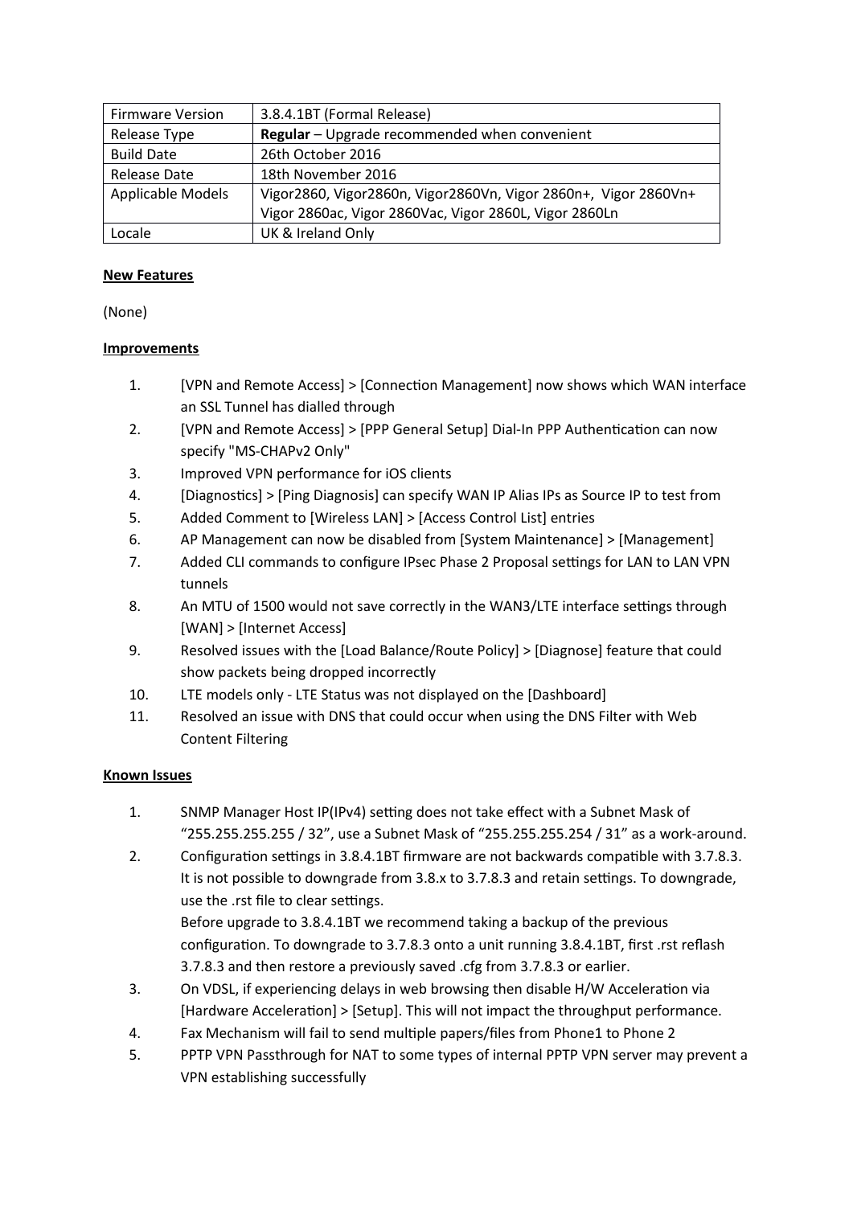| Firmware Version | 3.8.4.1BT (Formal Release) |
| --- | --- |
| Release Type | **Regular** – Upgrade recommended when convenient |
| Build Date | 26th October 2016 |
| Release Date | 18th November 2016 |
| Applicable Models | Vigor2860, Vigor2860n, Vigor2860Vn, Vigor 2860n+, Vigor 2860Vn+ Vigor 2860ac, Vigor 2860Vac, Vigor 2860L, Vigor 2860Ln |
| Locale | UK & Ireland Only |

**New Features**

(None)

**Improvements**

1. [VPN and Remote Access] > [Connection Management] now shows which WAN interface an SSL Tunnel has dialled through
2. [VPN and Remote Access] > [PPP General Setup] Dial-In PPP Authentication can now specify "MS-CHAPv2 Only"
3. Improved VPN performance for iOS clients
4. [Diagnostics] > [Ping Diagnosis] can specify WAN IP Alias IPs as Source IP to test from
5. Added Comment to [Wireless LAN] > [Access Control List] entries
6. AP Management can now be disabled from [System Maintenance] > [Management]
7. Added CLI commands to configure IPsec Phase 2 Proposal settings for LAN to LAN VPN tunnels
8. An MTU of 1500 would not save correctly in the WAN3/LTE interface settings through [WAN] > [Internet Access]
9. Resolved issues with the [Load Balance/Route Policy] > [Diagnose] feature that could show packets being dropped incorrectly
10. LTE models only - LTE Status was not displayed on the [Dashboard]
11. Resolved an issue with DNS that could occur when using the DNS Filter with Web Content Filtering

**Known Issues**

1. SNMP Manager Host IP(IPv4) setting does not take effect with a Subnet Mask of "255.255.255.255 / 32", use a Subnet Mask of "255.255.255.254 / 31" as a work-around.
2. Configuration settings in 3.8.4.1BT firmware are not backwards compatible with 3.7.8.3. It is not possible to downgrade from 3.8.x to 3.7.8.3 and retain settings. To downgrade, use the .rst file to clear settings.
   Before upgrade to 3.8.4.1BT we recommend taking a backup of the previous configuration. To downgrade to 3.7.8.3 onto a unit running 3.8.4.1BT, first .rst reflash 3.7.8.3 and then restore a previously saved .cfg from 3.7.8.3 or earlier.
3. On VDSL, if experiencing delays in web browsing then disable H/W Acceleration via [Hardware Acceleration] > [Setup]. This will not impact the throughput performance.
4. Fax Mechanism will fail to send multiple papers/files from Phone1 to Phone 2
5. PPTP VPN Passthrough for NAT to some types of internal PPTP VPN server may prevent a VPN establishing successfully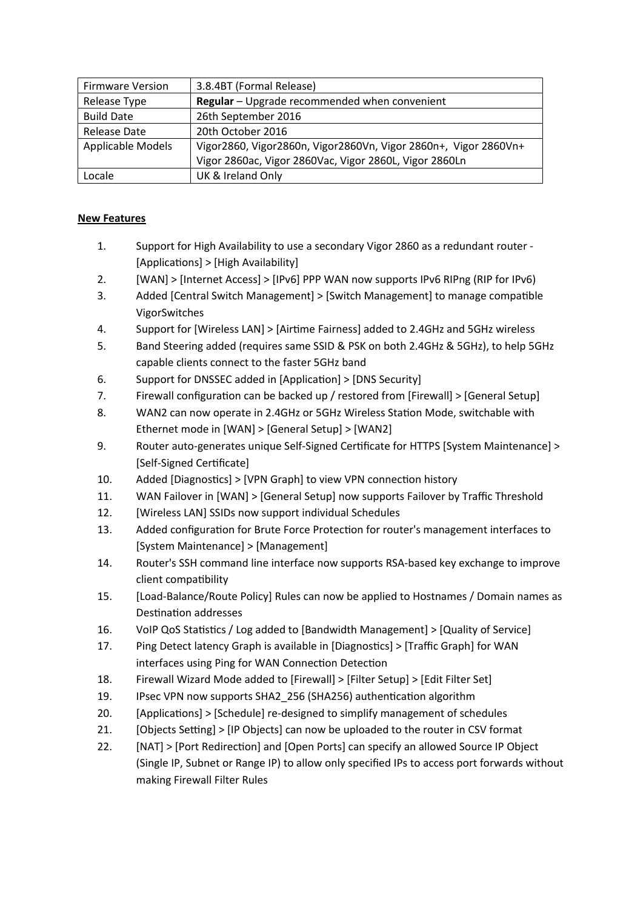| Firmware Version | 3.8.4BT (Formal Release) |
|---|---|
| Release Type | **Regular** – Upgrade recommended when convenient |
| Build Date | 26th September 2016 |
| Release Date | 20th October 2016 |
| Applicable Models | Vigor2860, Vigor2860n, Vigor2860Vn, Vigor 2860n+, Vigor 2860Vn+ Vigor 2860ac, Vigor 2860Vac, Vigor 2860L, Vigor 2860Ln |
| Locale | UK & Ireland Only |

**New Features**

1. Support for High Availability to use a secondary Vigor 2860 as a redundant router - [Applications] > [High Availability]
2. [WAN] > [Internet Access] > [IPv6] PPP WAN now supports IPv6 RIPng (RIP for IPv6)
3. Added [Central Switch Management] > [Switch Management] to manage compatible VigorSwitches
4. Support for [Wireless LAN] > [Airtime Fairness] added to 2.4GHz and 5GHz wireless
5. Band Steering added (requires same SSID & PSK on both 2.4GHz & 5GHz), to help 5GHz capable clients connect to the faster 5GHz band
6. Support for DNSSEC added in [Application] > [DNS Security]
7. Firewall configuration can be backed up / restored from [Firewall] > [General Setup]
8. WAN2 can now operate in 2.4GHz or 5GHz Wireless Station Mode, switchable with Ethernet mode in [WAN] > [General Setup] > [WAN2]
9. Router auto-generates unique Self-Signed Certificate for HTTPS [System Maintenance] > [Self-Signed Certificate]
10. Added [Diagnostics] > [VPN Graph] to view VPN connection history
11. WAN Failover in [WAN] > [General Setup] now supports Failover by Traffic Threshold
12. [Wireless LAN] SSIDs now support individual Schedules
13. Added configuration for Brute Force Protection for router's management interfaces to [System Maintenance] > [Management]
14. Router's SSH command line interface now supports RSA-based key exchange to improve client compatibility
15. [Load-Balance/Route Policy] Rules can now be applied to Hostnames / Domain names as Destination addresses
16. VoIP QoS Statistics / Log added to [Bandwidth Management] > [Quality of Service]
17. Ping Detect latency Graph is available in [Diagnostics] > [Traffic Graph] for WAN interfaces using Ping for WAN Connection Detection
18. Firewall Wizard Mode added to [Firewall] > [Filter Setup] > [Edit Filter Set]
19. IPsec VPN now supports SHA2_256 (SHA256) authentication algorithm
20. [Applications] > [Schedule] re-designed to simplify management of schedules
21. [Objects Setting] > [IP Objects] can now be uploaded to the router in CSV format
22. [NAT] > [Port Redirection] and [Open Ports] can specify an allowed Source IP Object (Single IP, Subnet or Range IP) to allow only specified IPs to access port forwards without making Firewall Filter Rules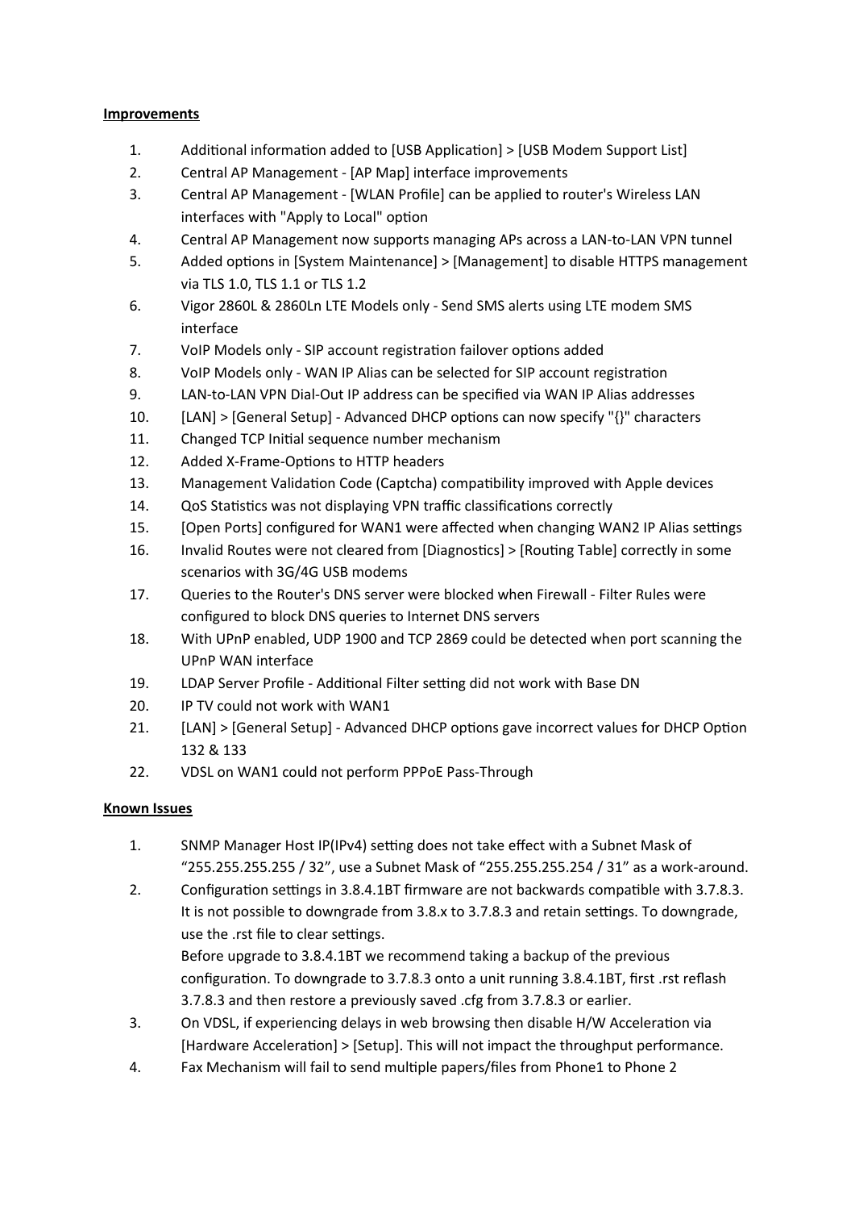**Improvements**

1. Additional information added to [USB Application] > [USB Modem Support List]
2. Central AP Management - [AP Map] interface improvements
3. Central AP Management - [WLAN Profile] can be applied to router's Wireless LAN interfaces with "Apply to Local" option
4. Central AP Management now supports managing APs across a LAN-to-LAN VPN tunnel
5. Added options in [System Maintenance] > [Management] to disable HTTPS management via TLS 1.0, TLS 1.1 or TLS 1.2
6. Vigor 2860L & 2860Ln LTE Models only - Send SMS alerts using LTE modem SMS interface
7. VoIP Models only - SIP account registration failover options added
8. VoIP Models only - WAN IP Alias can be selected for SIP account registration
9. LAN-to-LAN VPN Dial-Out IP address can be specified via WAN IP Alias addresses
10. [LAN] > [General Setup] - Advanced DHCP options can now specify "{}" characters
11. Changed TCP Initial sequence number mechanism
12. Added X-Frame-Options to HTTP headers
13. Management Validation Code (Captcha) compatibility improved with Apple devices
14. QoS Statistics was not displaying VPN traffic classifications correctly
15. [Open Ports] configured for WAN1 were affected when changing WAN2 IP Alias settings
16. Invalid Routes were not cleared from [Diagnostics] > [Routing Table] correctly in some scenarios with 3G/4G USB modems
17. Queries to the Router's DNS server were blocked when Firewall - Filter Rules were configured to block DNS queries to Internet DNS servers
18. With UPnP enabled, UDP 1900 and TCP 2869 could be detected when port scanning the UPnP WAN interface
19. LDAP Server Profile - Additional Filter setting did not work with Base DN
20. IP TV could not work with WAN1
21. [LAN] > [General Setup] - Advanced DHCP options gave incorrect values for DHCP Option 132 & 133
22. VDSL on WAN1 could not perform PPPoE Pass-Through

**Known Issues**

1. SNMP Manager Host IP(IPv4) setting does not take effect with a Subnet Mask of "255.255.255.255 / 32", use a Subnet Mask of "255.255.255.254 / 31" as a work-around.
2. Configuration settings in 3.8.4.1BT firmware are not backwards compatible with 3.7.8.3. It is not possible to downgrade from 3.8.x to 3.7.8.3 and retain settings. To downgrade, use the .rst file to clear settings.
   Before upgrade to 3.8.4.1BT we recommend taking a backup of the previous configuration. To downgrade to 3.7.8.3 onto a unit running 3.8.4.1BT, first .rst reflash 3.7.8.3 and then restore a previously saved .cfg from 3.7.8.3 or earlier.
3. On VDSL, if experiencing delays in web browsing then disable H/W Acceleration via [Hardware Acceleration] > [Setup]. This will not impact the throughput performance.
4. Fax Mechanism will fail to send multiple papers/files from Phone1 to Phone 2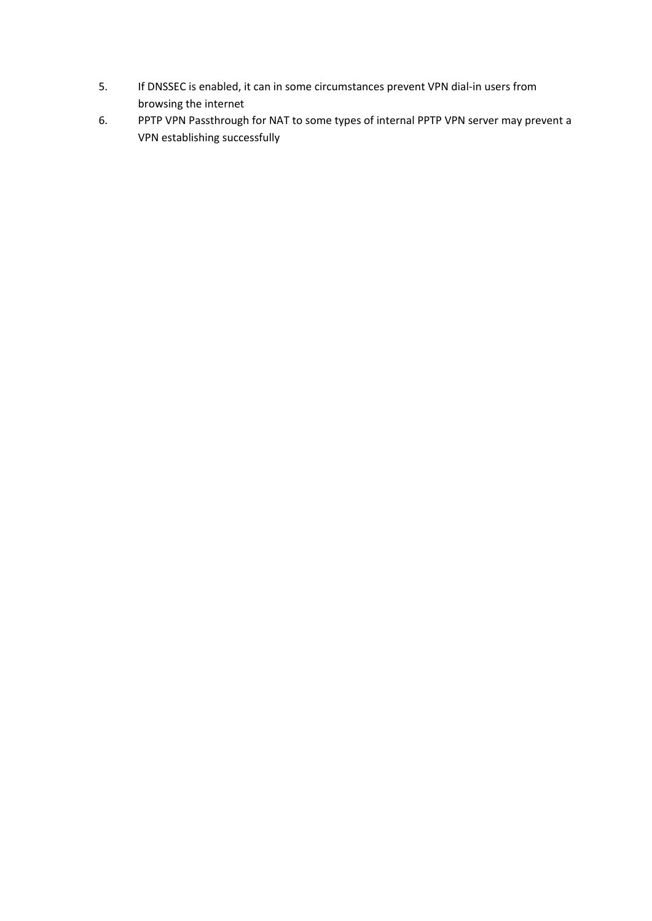5. If DNSSEC is enabled, it can in some circumstances prevent VPN dial-in users from browsing the internet
6. PPTP VPN Passthrough for NAT to some types of internal PPTP VPN server may prevent a VPN establishing successfully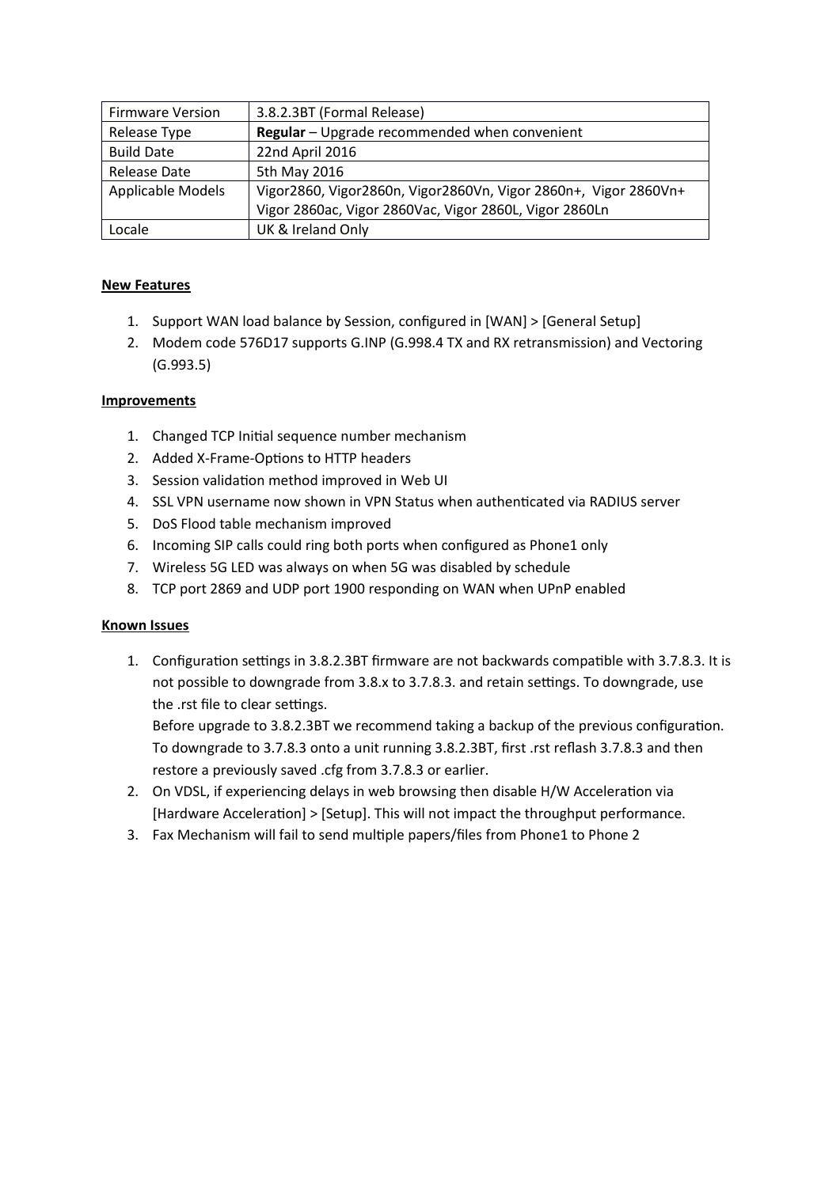| Firmware Version | 3.8.2.3BT (Formal Release) |
|---|---|
| Release Type | **Regular** – Upgrade recommended when convenient |
| Build Date | 22nd April 2016 |
| Release Date | 5th May 2016 |
| Applicable Models | Vigor2860, Vigor2860n, Vigor2860Vn, Vigor 2860n+, Vigor 2860Vn+ Vigor 2860ac, Vigor 2860Vac, Vigor 2860L, Vigor 2860Ln |
| Locale | UK & Ireland Only |

**New Features**

1. Support WAN load balance by Session, configured in [WAN] > [General Setup]
2. Modem code 576D17 supports G.INP (G.998.4 TX and RX retransmission) and Vectoring (G.993.5)

**Improvements**

1. Changed TCP Initial sequence number mechanism
2. Added X-Frame-Options to HTTP headers
3. Session validation method improved in Web UI
4. SSL VPN username now shown in VPN Status when authenticated via RADIUS server
5. DoS Flood table mechanism improved
6. Incoming SIP calls could ring both ports when configured as Phone1 only
7. Wireless 5G LED was always on when 5G was disabled by schedule
8. TCP port 2869 and UDP port 1900 responding on WAN when UPnP enabled

**Known Issues**

1. Configuration settings in 3.8.2.3BT firmware are not backwards compatible with 3.7.8.3. It is not possible to downgrade from 3.8.x to 3.7.8.3. and retain settings. To downgrade, use the .rst file to clear settings.
   Before upgrade to 3.8.2.3BT we recommend taking a backup of the previous configuration. To downgrade to 3.7.8.3 onto a unit running 3.8.2.3BT, first .rst reflash 3.7.8.3 and then restore a previously saved .cfg from 3.7.8.3 or earlier.
2. On VDSL, if experiencing delays in web browsing then disable H/W Acceleration via [Hardware Acceleration] > [Setup]. This will not impact the throughput performance.
3. Fax Mechanism will fail to send multiple papers/files from Phone1 to Phone 2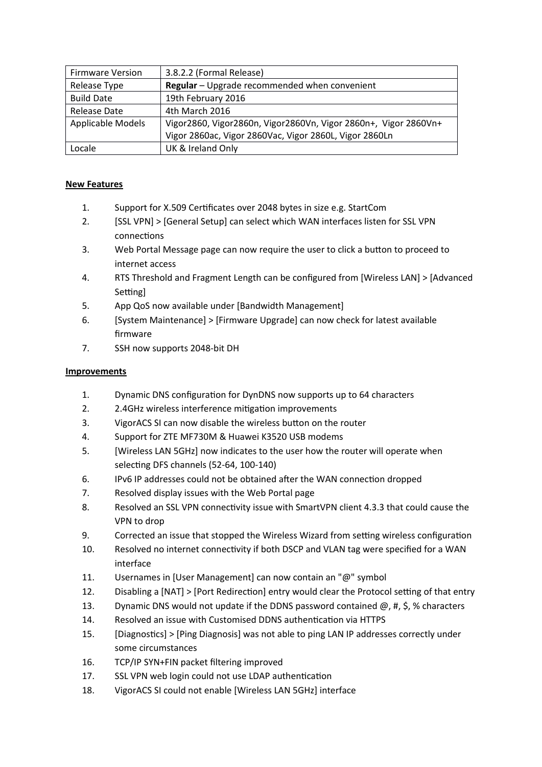| Firmware Version | 3.8.2.2 (Formal Release) |
|---|---|
| Release Type | **Regular** – Upgrade recommended when convenient |
| Build Date | 19th February 2016 |
| Release Date | 4th March 2016 |
| Applicable Models | Vigor2860, Vigor2860n, Vigor2860Vn, Vigor 2860n+, Vigor 2860Vn+ Vigor 2860ac, Vigor 2860Vac, Vigor 2860L, Vigor 2860Ln |
| Locale | UK & Ireland Only |

**New Features**

1. Support for X.509 Certificates over 2048 bytes in size e.g. StartCom
2. [SSL VPN] > [General Setup] can select which WAN interfaces listen for SSL VPN connections
3. Web Portal Message page can now require the user to click a button to proceed to internet access
4. RTS Threshold and Fragment Length can be configured from [Wireless LAN] > [Advanced Setting]
5. App QoS now available under [Bandwidth Management]
6. [System Maintenance] > [Firmware Upgrade] can now check for latest available firmware
7. SSH now supports 2048-bit DH

**Improvements**

1. Dynamic DNS configuration for DynDNS now supports up to 64 characters
2. 2.4GHz wireless interference mitigation improvements
3. VigorACS SI can now disable the wireless button on the router
4. Support for ZTE MF730M & Huawei K3520 USB modems
5. [Wireless LAN 5GHz] now indicates to the user how the router will operate when selecting DFS channels (52-64, 100-140)
6. IPv6 IP addresses could not be obtained after the WAN connection dropped
7. Resolved display issues with the Web Portal page
8. Resolved an SSL VPN connectivity issue with SmartVPN client 4.3.3 that could cause the VPN to drop
9. Corrected an issue that stopped the Wireless Wizard from setting wireless configuration
10. Resolved no internet connectivity if both DSCP and VLAN tag were specified for a WAN interface
11. Usernames in [User Management] can now contain an "@" symbol
12. Disabling a [NAT] > [Port Redirection] entry would clear the Protocol setting of that entry
13. Dynamic DNS would not update if the DDNS password contained @, #, $, % characters
14. Resolved an issue with Customised DDNS authentication via HTTPS
15. [Diagnostics] > [Ping Diagnosis] was not able to ping LAN IP addresses correctly under some circumstances
16. TCP/IP SYN+FIN packet filtering improved
17. SSL VPN web login could not use LDAP authentication
18. VigorACS SI could not enable [Wireless LAN 5GHz] interface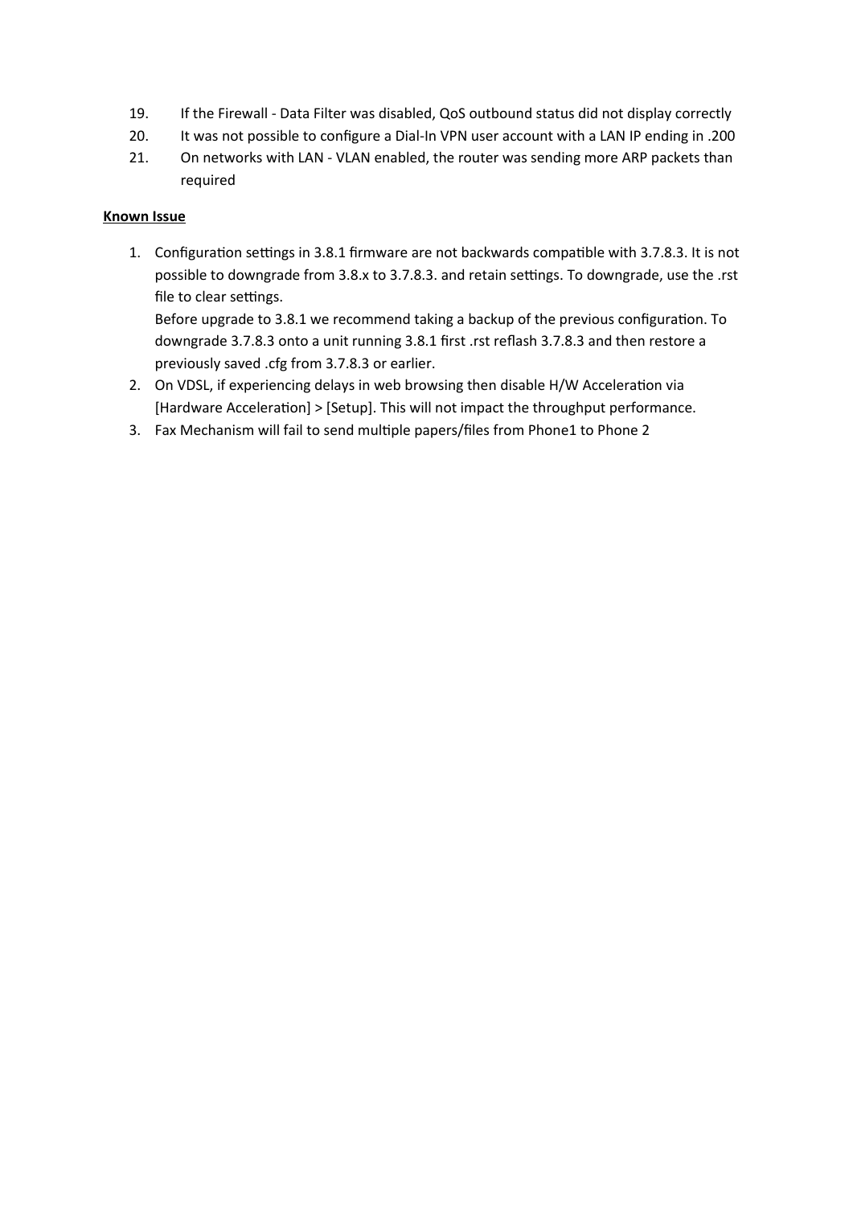19. If the Firewall - Data Filter was disabled, QoS outbound status did not display correctly
20. It was not possible to configure a Dial-In VPN user account with a LAN IP ending in .200
21. On networks with LAN - VLAN enabled, the router was sending more ARP packets than required

**Known Issue**

1. Configuration settings in 3.8.1 firmware are not backwards compatible with 3.7.8.3. It is not possible to downgrade from 3.8.x to 3.7.8.3. and retain settings. To downgrade, use the .rst file to clear settings.
   Before upgrade to 3.8.1 we recommend taking a backup of the previous configuration. To downgrade 3.7.8.3 onto a unit running 3.8.1 first .rst reflash 3.7.8.3 and then restore a previously saved .cfg from 3.7.8.3 or earlier.
2. On VDSL, if experiencing delays in web browsing then disable H/W Acceleration via [Hardware Acceleration] > [Setup]. This will not impact the throughput performance.
3. Fax Mechanism will fail to send multiple papers/files from Phone1 to Phone 2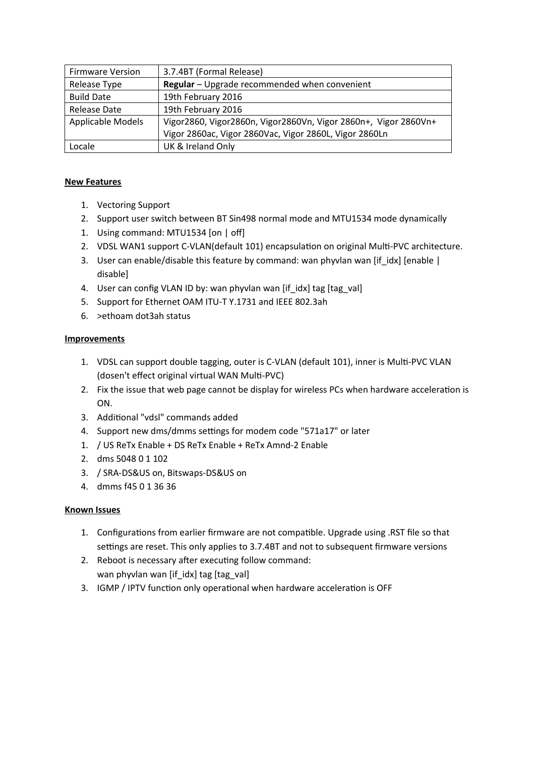| Firmware Version | 3.7.4BT (Formal Release) |
|---|---|
| Release Type | **Regular** – Upgrade recommended when convenient |
| Build Date | 19th February 2016 |
| Release Date | 19th February 2016 |
| Applicable Models | Vigor2860, Vigor2860n, Vigor2860Vn, Vigor 2860n+, Vigor 2860Vn+ Vigor 2860ac, Vigor 2860Vac, Vigor 2860L, Vigor 2860Ln |
| Locale | UK & Ireland Only |

**New Features**

1. Vectoring Support
2. Support user switch between BT Sin498 normal mode and MTU1534 mode dynamically
1. Using command: MTU1534 [on | off]
2. VDSL WAN1 support C-VLAN(default 101) encapsulation on original Multi-PVC architecture.
3. User can enable/disable this feature by command: wan phyvlan wan [if_idx] [enable | disable]
4. User can config VLAN ID by: wan phyvlan wan [if_idx] tag [tag_val]
5. Support for Ethernet OAM ITU-T Y.1731 and IEEE 802.3ah
6. >ethoam dot3ah status

**Improvements**

1. VDSL can support double tagging, outer is C-VLAN (default 101), inner is Multi-PVC VLAN (dosen't effect original virtual WAN Multi-PVC)
2. Fix the issue that web page cannot be display for wireless PCs when hardware acceleration is ON.
3. Additional "vdsl" commands added
4. Support new dms/dmms settings for modem code "571a17" or later
1. / US ReTx Enable + DS ReTx Enable + ReTx Amnd-2 Enable
2. dms 5048 0 1 102
3. / SRA-DS&US on, Bitswaps-DS&US on
4. dmms f45 0 1 36 36

**Known Issues**

1. Configurations from earlier firmware are not compatible. Upgrade using .RST file so that settings are reset. This only applies to 3.7.4BT and not to subsequent firmware versions
2. Reboot is necessary after executing follow command:
   wan phyvlan wan [if_idx] tag [tag_val]
3. IGMP / IPTV function only operational when hardware acceleration is OFF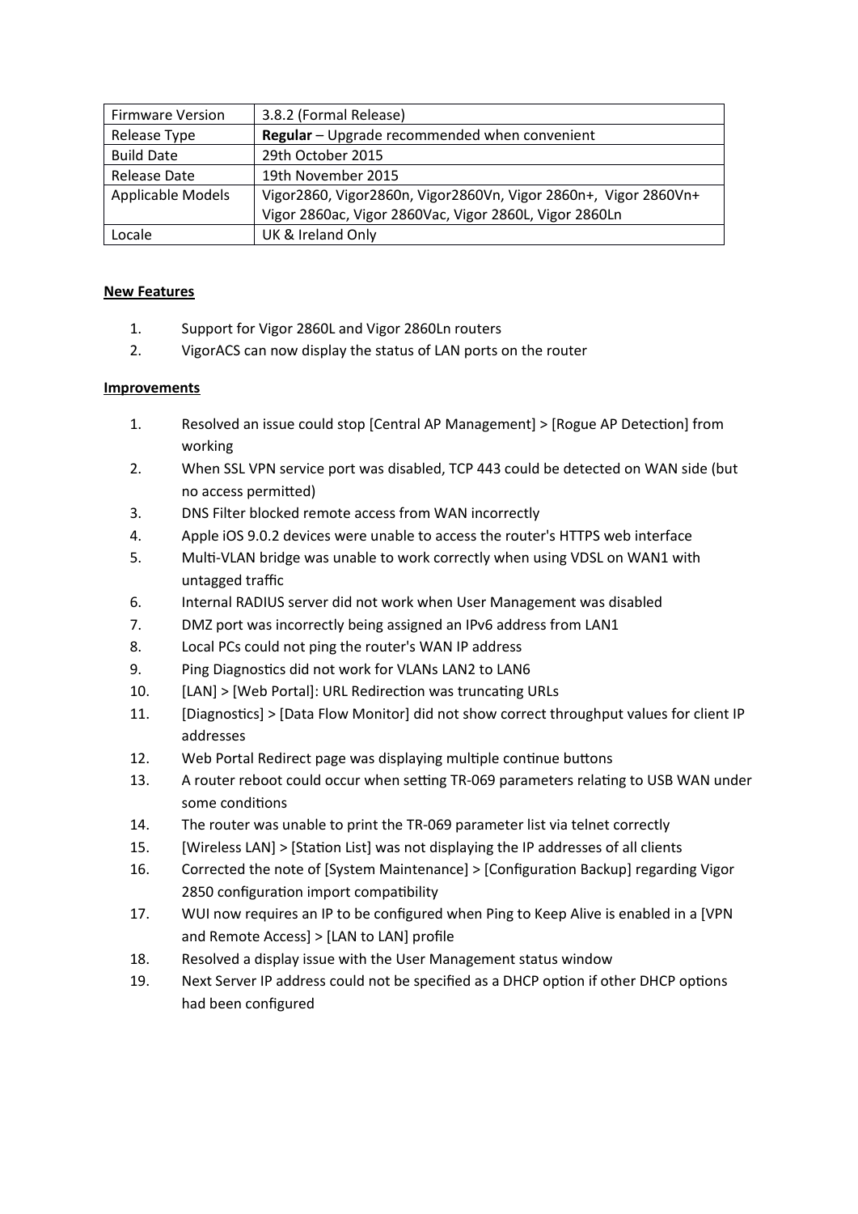| Firmware Version | 3.8.2 (Formal Release) |
|---|---|
| Release Type | **Regular** – Upgrade recommended when convenient |
| Build Date | 29th October 2015 |
| Release Date | 19th November 2015 |
| Applicable Models | Vigor2860, Vigor2860n, Vigor2860Vn, Vigor 2860n+, Vigor 2860Vn+ Vigor 2860ac, Vigor 2860Vac, Vigor 2860L, Vigor 2860Ln |
| Locale | UK & Ireland Only |

**New Features**

1. Support for Vigor 2860L and Vigor 2860Ln routers
2. VigorACS can now display the status of LAN ports on the router

**Improvements**

1. Resolved an issue could stop [Central AP Management] > [Rogue AP Detection] from working
2. When SSL VPN service port was disabled, TCP 443 could be detected on WAN side (but no access permitted)
3. DNS Filter blocked remote access from WAN incorrectly
4. Apple iOS 9.0.2 devices were unable to access the router's HTTPS web interface
5. Multi-VLAN bridge was unable to work correctly when using VDSL on WAN1 with untagged traffic
6. Internal RADIUS server did not work when User Management was disabled
7. DMZ port was incorrectly being assigned an IPv6 address from LAN1
8. Local PCs could not ping the router's WAN IP address
9. Ping Diagnostics did not work for VLANs LAN2 to LAN6
10. [LAN] > [Web Portal]: URL Redirection was truncating URLs
11. [Diagnostics] > [Data Flow Monitor] did not show correct throughput values for client IP addresses
12. Web Portal Redirect page was displaying multiple continue buttons
13. A router reboot could occur when setting TR-069 parameters relating to USB WAN under some conditions
14. The router was unable to print the TR-069 parameter list via telnet correctly
15. [Wireless LAN] > [Station List] was not displaying the IP addresses of all clients
16. Corrected the note of [System Maintenance] > [Configuration Backup] regarding Vigor 2850 configuration import compatibility
17. WUI now requires an IP to be configured when Ping to Keep Alive is enabled in a [VPN and Remote Access] > [LAN to LAN] profile
18. Resolved a display issue with the User Management status window
19. Next Server IP address could not be specified as a DHCP option if other DHCP options had been configured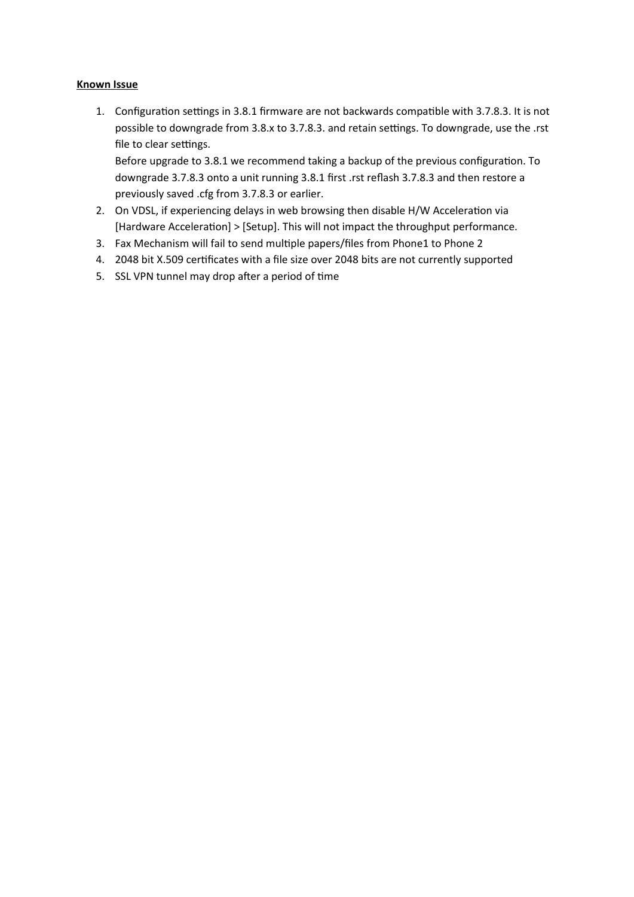**Known Issue**

1. Configuration settings in 3.8.1 firmware are not backwards compatible with 3.7.8.3. It is not possible to downgrade from 3.8.x to 3.7.8.3. and retain settings. To downgrade, use the .rst file to clear settings.
   Before upgrade to 3.8.1 we recommend taking a backup of the previous configuration. To downgrade 3.7.8.3 onto a unit running 3.8.1 first .rst reflash 3.7.8.3 and then restore a previously saved .cfg from 3.7.8.3 or earlier.
2. On VDSL, if experiencing delays in web browsing then disable H/W Acceleration via [Hardware Acceleration] > [Setup]. This will not impact the throughput performance.
3. Fax Mechanism will fail to send multiple papers/files from Phone1 to Phone 2
4. 2048 bit X.509 certificates with a file size over 2048 bits are not currently supported
5. SSL VPN tunnel may drop after a period of time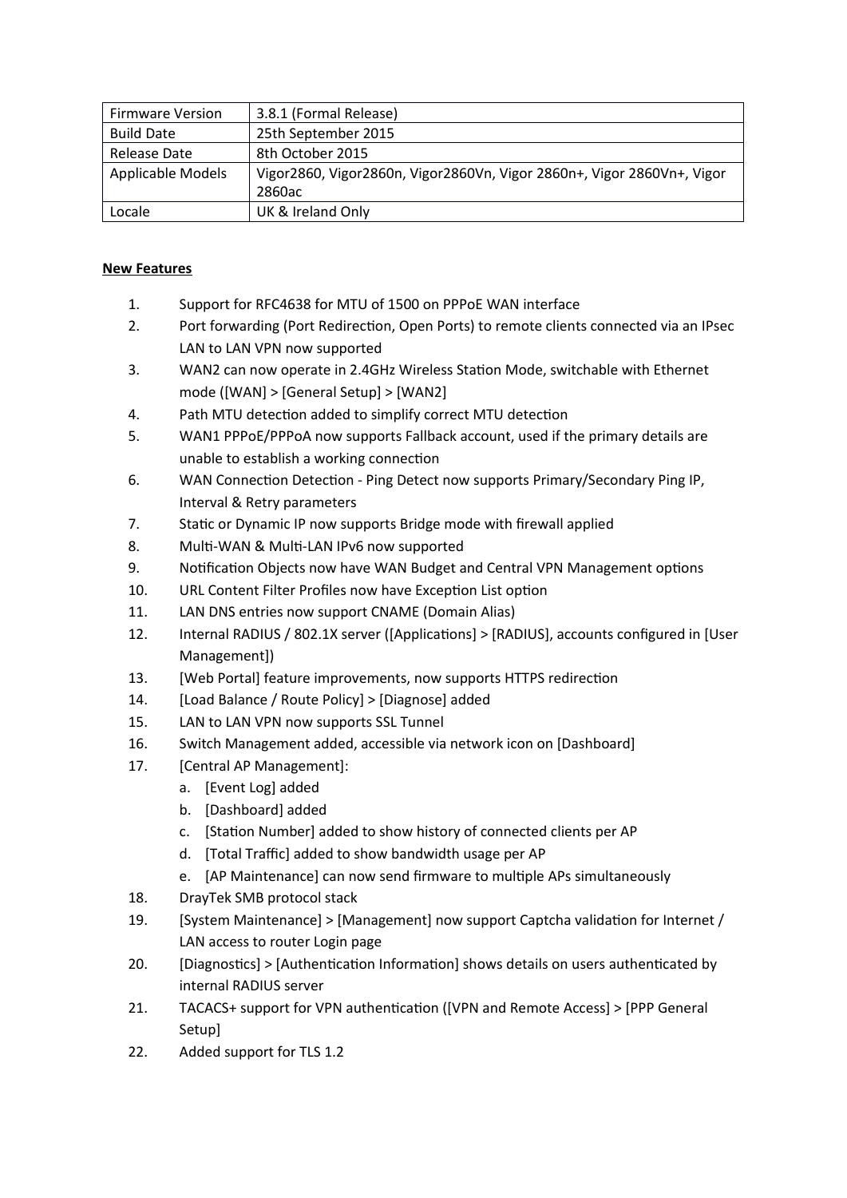| Firmware Version | 3.8.1 (Formal Release) |
|---|---|
| Build Date | 25th September 2015 |
| Release Date | 8th October 2015 |
| Applicable Models | Vigor2860, Vigor2860n, Vigor2860Vn, Vigor 2860n+, Vigor 2860Vn+, Vigor 2860ac |
| Locale | UK & Ireland Only |

**New Features**

1. Support for RFC4638 for MTU of 1500 on PPPoE WAN interface
2. Port forwarding (Port Redirection, Open Ports) to remote clients connected via an IPsec LAN to LAN VPN now supported
3. WAN2 can now operate in 2.4GHz Wireless Station Mode, switchable with Ethernet mode ([WAN] > [General Setup] > [WAN2]
4. Path MTU detection added to simplify correct MTU detection
5. WAN1 PPPoE/PPPoA now supports Fallback account, used if the primary details are unable to establish a working connection
6. WAN Connection Detection - Ping Detect now supports Primary/Secondary Ping IP, Interval & Retry parameters
7. Static or Dynamic IP now supports Bridge mode with firewall applied
8. Multi-WAN & Multi-LAN IPv6 now supported
9. Notification Objects now have WAN Budget and Central VPN Management options
10. URL Content Filter Profiles now have Exception List option
11. LAN DNS entries now support CNAME (Domain Alias)
12. Internal RADIUS / 802.1X server ([Applications] > [RADIUS], accounts configured in [User Management])
13. [Web Portal] feature improvements, now supports HTTPS redirection
14. [Load Balance / Route Policy] > [Diagnose] added
15. LAN to LAN VPN now supports SSL Tunnel
16. Switch Management added, accessible via network icon on [Dashboard]
17. [Central AP Management]:
    a. [Event Log] added
    b. [Dashboard] added
    c. [Station Number] added to show history of connected clients per AP
    d. [Total Traffic] added to show bandwidth usage per AP
    e. [AP Maintenance] can now send firmware to multiple APs simultaneously
18. DrayTek SMB protocol stack
19. [System Maintenance] > [Management] now support Captcha validation for Internet / LAN access to router Login page
20. [Diagnostics] > [Authentication Information] shows details on users authenticated by internal RADIUS server
21. TACACS+ support for VPN authentication ([VPN and Remote Access] > [PPP General Setup]
22. Added support for TLS 1.2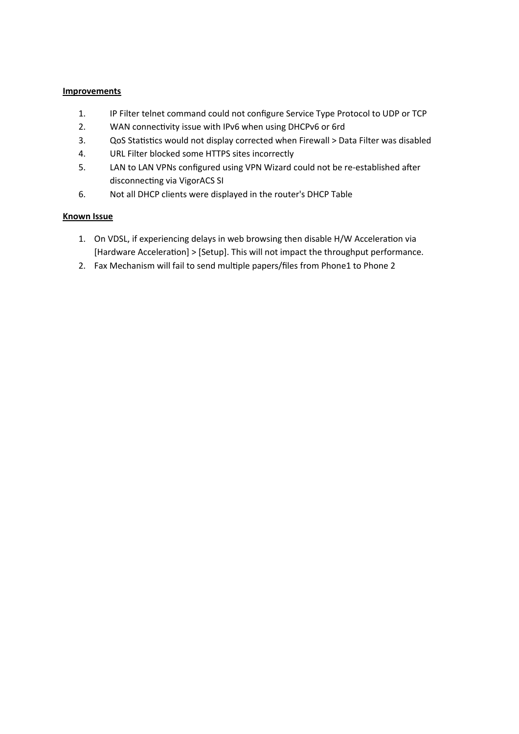**Improvements**

1. IP Filter telnet command could not configure Service Type Protocol to UDP or TCP
2. WAN connectivity issue with IPv6 when using DHCPv6 or 6rd
3. QoS Statistics would not display corrected when Firewall > Data Filter was disabled
4. URL Filter blocked some HTTPS sites incorrectly
5. LAN to LAN VPNs configured using VPN Wizard could not be re-established after disconnecting via VigorACS SI
6. Not all DHCP clients were displayed in the router's DHCP Table

**Known Issue**

1. On VDSL, if experiencing delays in web browsing then disable H/W Acceleration via [Hardware Acceleration] > [Setup]. This will not impact the throughput performance.
2. Fax Mechanism will fail to send multiple papers/files from Phone1 to Phone 2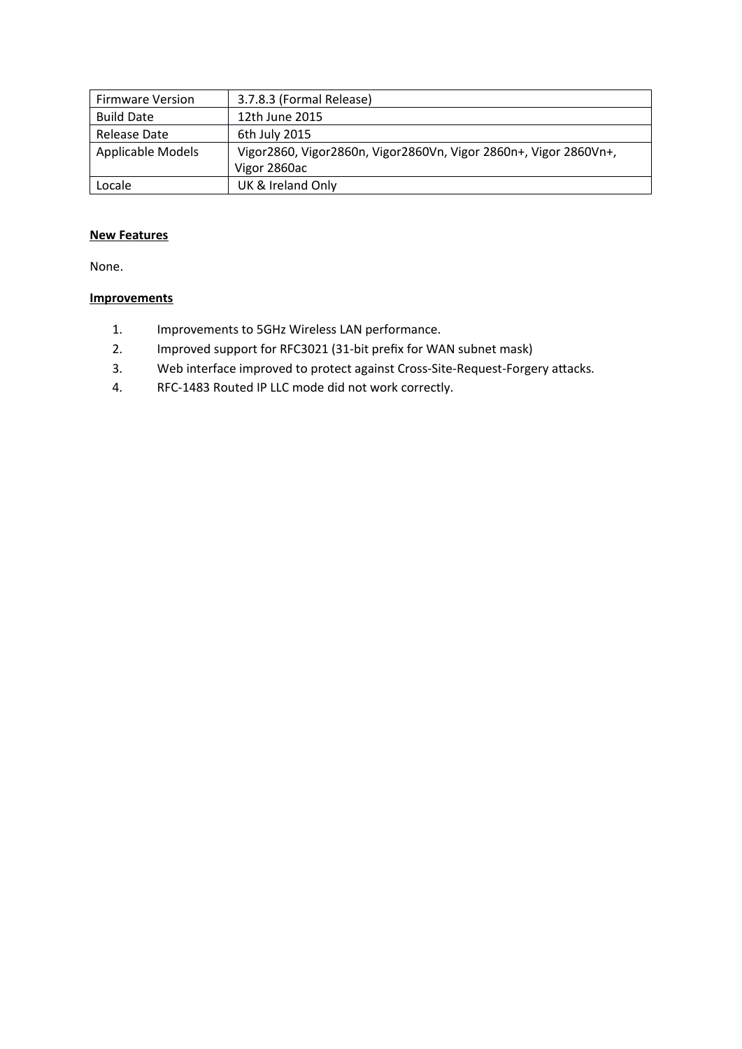| Firmware Version | 3.7.8.3 (Formal Release) |
| --- | --- |
| Build Date | 12th June 2015 |
| Release Date | 6th July 2015 |
| Applicable Models | Vigor2860, Vigor2860n, Vigor2860Vn, Vigor 2860n+, Vigor 2860Vn+, Vigor 2860ac |
| Locale | UK & Ireland Only |

**New Features**

None.

**Improvements**

1. Improvements to 5GHz Wireless LAN performance.
2. Improved support for RFC3021 (31-bit prefix for WAN subnet mask)
3. Web interface improved to protect against Cross-Site-Request-Forgery attacks.
4. RFC-1483 Routed IP LLC mode did not work correctly.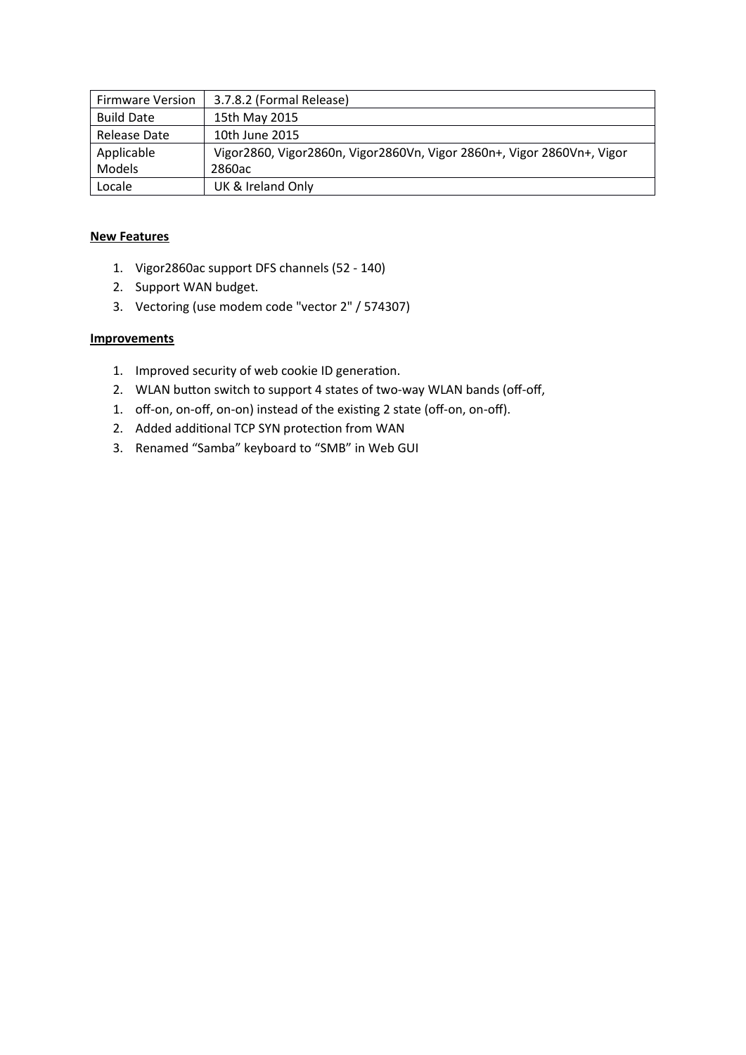| Firmware Version | 3.7.8.2 (Formal Release) |
|---|---|
| Build Date | 15th May 2015 |
| Release Date | 10th June 2015 |
| Applicable Models | Vigor2860, Vigor2860n, Vigor2860Vn, Vigor 2860n+, Vigor 2860Vn+, Vigor 2860ac |
| Locale | UK & Ireland Only |

**New Features**

1. Vigor2860ac support DFS channels (52 - 140)
2. Support WAN budget.
3. Vectoring (use modem code "vector 2" / 574307)

**Improvements**

1. Improved security of web cookie ID generation.
2. WLAN button switch to support 4 states of two-way WLAN bands (off-off,
1. off-on, on-off, on-on) instead of the existing 2 state (off-on, on-off).
2. Added additional TCP SYN protection from WAN
3. Renamed “Samba” keyboard to “SMB” in Web GUI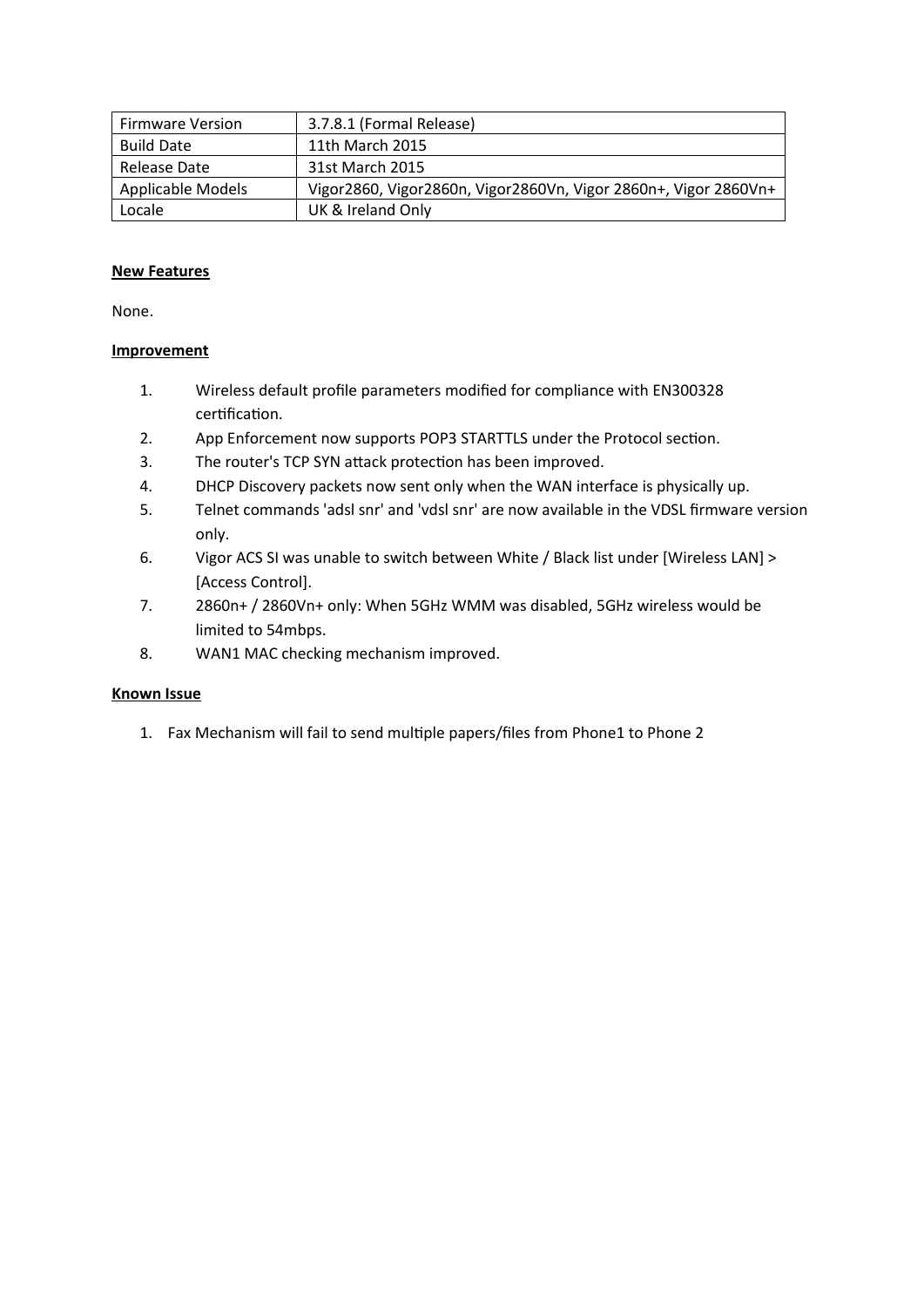| Firmware Version | 3.7.8.1 (Formal Release) |
|---|---|
| Build Date | 11th March 2015 |
| Release Date | 31st March 2015 |
| Applicable Models | Vigor2860, Vigor2860n, Vigor2860Vn, Vigor 2860n+, Vigor 2860Vn+ |
| Locale | UK & Ireland Only |

**New Features**

None.

**Improvement**

1. Wireless default profile parameters modified for compliance with EN300328 certification.
2. App Enforcement now supports POP3 STARTTLS under the Protocol section.
3. The router's TCP SYN attack protection has been improved.
4. DHCP Discovery packets now sent only when the WAN interface is physically up.
5. Telnet commands 'adsl snr' and 'vdsl snr' are now available in the VDSL firmware version only.
6. Vigor ACS SI was unable to switch between White / Black list under [Wireless LAN] > [Access Control].
7. 2860n+ / 2860Vn+ only: When 5GHz WMM was disabled, 5GHz wireless would be limited to 54mbps.
8. WAN1 MAC checking mechanism improved.

**Known Issue**

1. Fax Mechanism will fail to send multiple papers/files from Phone1 to Phone 2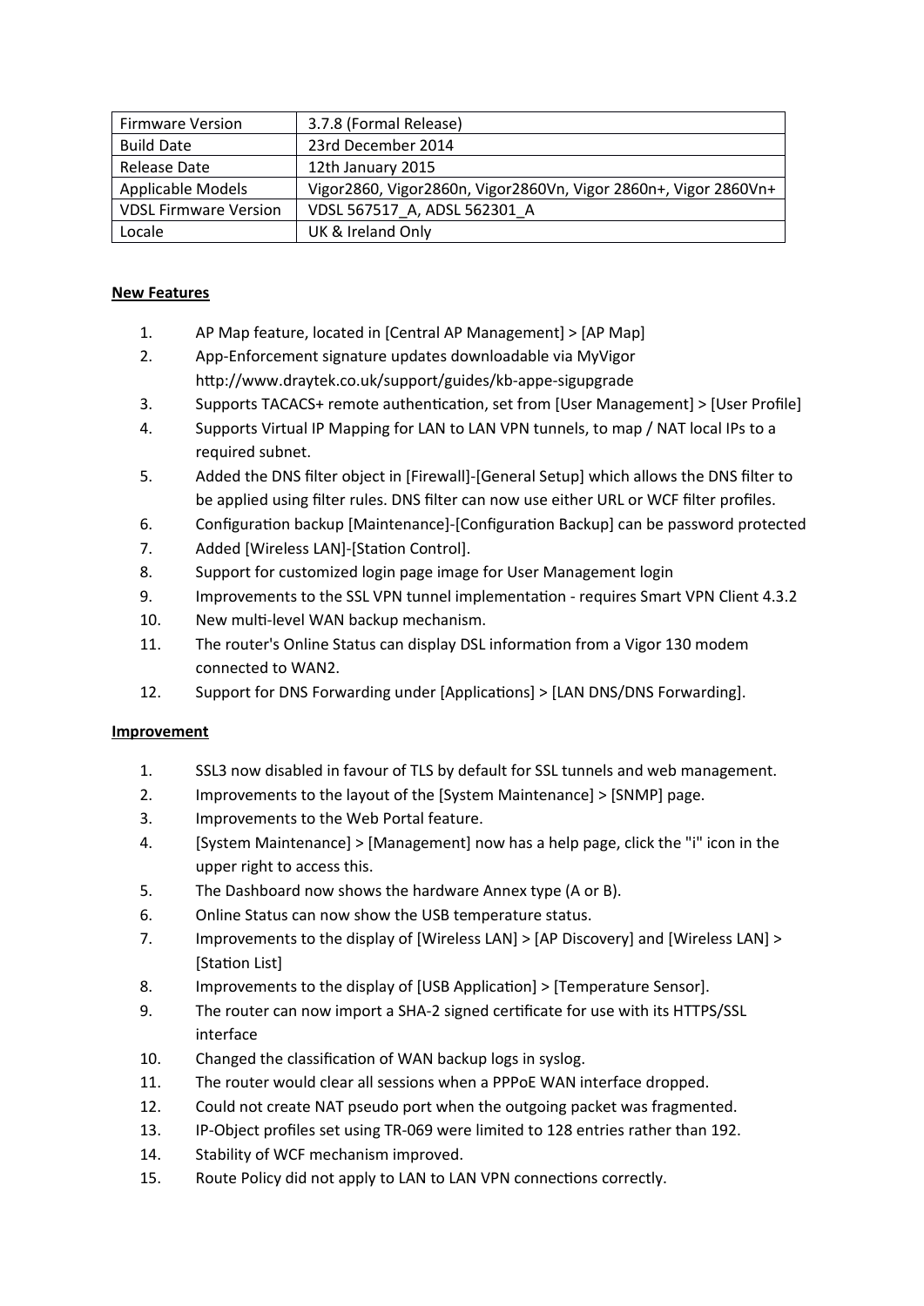| Firmware Version | 3.7.8 (Formal Release) |
|---|---|
| Build Date | 23rd December 2014 |
| Release Date | 12th January 2015 |
| Applicable Models | Vigor2860, Vigor2860n, Vigor2860Vn, Vigor 2860n+, Vigor 2860Vn+ |
| VDSL Firmware Version | VDSL 567517_A, ADSL 562301_A |
| Locale | UK & Ireland Only |

**New Features**

1. AP Map feature, located in [Central AP Management] > [AP Map]
2. App-Enforcement signature updates downloadable via MyVigor http://www.draytek.co.uk/support/guides/kb-appe-sigupgrade
3. Supports TACACS+ remote authentication, set from [User Management] > [User Profile]
4. Supports Virtual IP Mapping for LAN to LAN VPN tunnels, to map / NAT local IPs to a required subnet.
5. Added the DNS filter object in [Firewall]-[General Setup] which allows the DNS filter to be applied using filter rules. DNS filter can now use either URL or WCF filter profiles.
6. Configuration backup [Maintenance]-[Configuration Backup] can be password protected
7. Added [Wireless LAN]-[Station Control].
8. Support for customized login page image for User Management login
9. Improvements to the SSL VPN tunnel implementation - requires Smart VPN Client 4.3.2
10. New multi-level WAN backup mechanism.
11. The router's Online Status can display DSL information from a Vigor 130 modem connected to WAN2.
12. Support for DNS Forwarding under [Applications] > [LAN DNS/DNS Forwarding].

**Improvement**

1. SSL3 now disabled in favour of TLS by default for SSL tunnels and web management.
2. Improvements to the layout of the [System Maintenance] > [SNMP] page.
3. Improvements to the Web Portal feature.
4. [System Maintenance] > [Management] now has a help page, click the "i" icon in the upper right to access this.
5. The Dashboard now shows the hardware Annex type (A or B).
6. Online Status can now show the USB temperature status.
7. Improvements to the display of [Wireless LAN] > [AP Discovery] and [Wireless LAN] > [Station List]
8. Improvements to the display of [USB Application] > [Temperature Sensor].
9. The router can now import a SHA-2 signed certificate for use with its HTTPS/SSL interface
10. Changed the classification of WAN backup logs in syslog.
11. The router would clear all sessions when a PPPoE WAN interface dropped.
12. Could not create NAT pseudo port when the outgoing packet was fragmented.
13. IP-Object profiles set using TR-069 were limited to 128 entries rather than 192.
14. Stability of WCF mechanism improved.
15. Route Policy did not apply to LAN to LAN VPN connections correctly.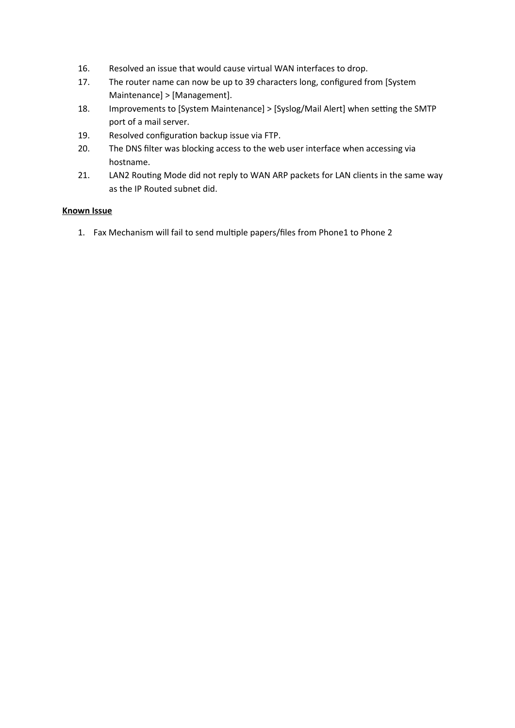16. Resolved an issue that would cause virtual WAN interfaces to drop.
17. The router name can now be up to 39 characters long, configured from [System Maintenance] > [Management].
18. Improvements to [System Maintenance] > [Syslog/Mail Alert] when setting the SMTP port of a mail server.
19. Resolved configuration backup issue via FTP.
20. The DNS filter was blocking access to the web user interface when accessing via hostname.
21. LAN2 Routing Mode did not reply to WAN ARP packets for LAN clients in the same way as the IP Routed subnet did.

**Known Issue**

1. Fax Mechanism will fail to send multiple papers/files from Phone1 to Phone 2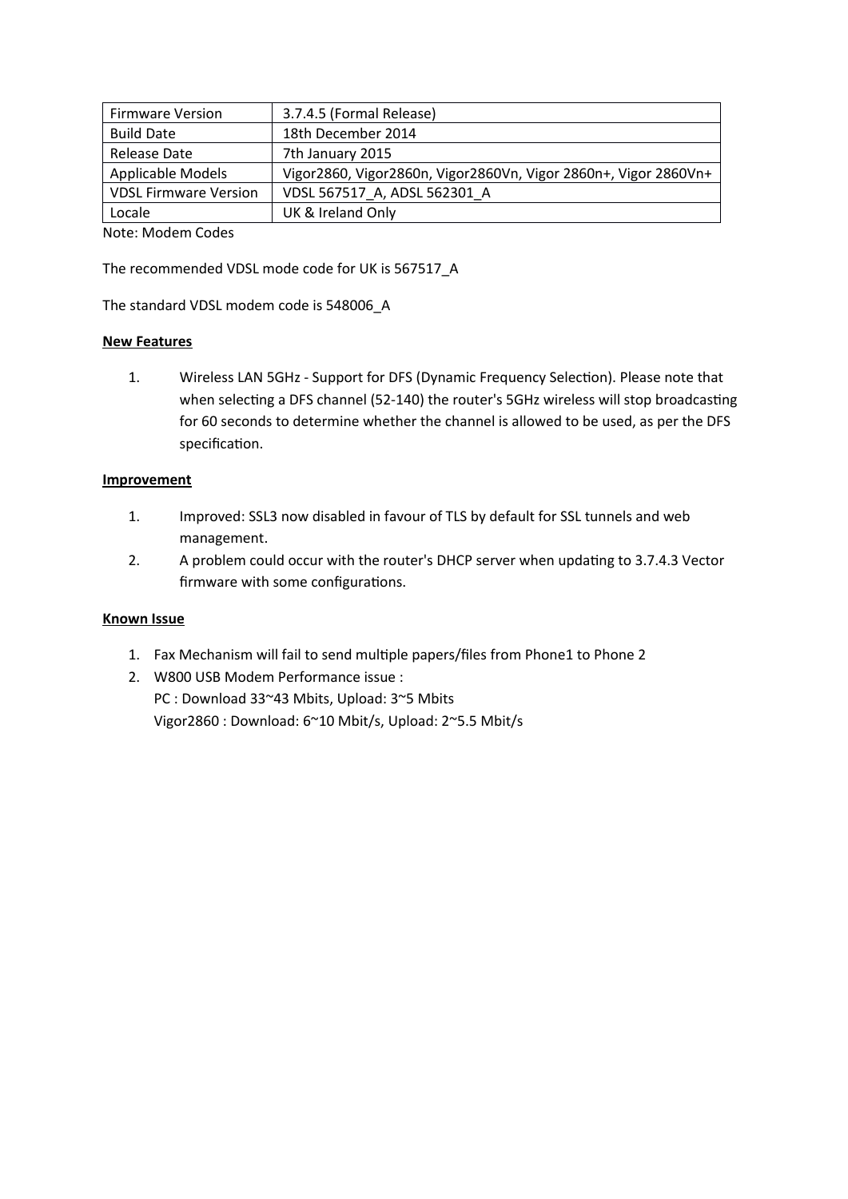| Firmware Version | 3.7.4.5 (Formal Release) |
|---|---|
| Build Date | 18th December 2014 |
| Release Date | 7th January 2015 |
| Applicable Models | Vigor2860, Vigor2860n, Vigor2860Vn, Vigor 2860n+, Vigor 2860Vn+ |
| VDSL Firmware Version | VDSL 567517_A, ADSL 562301_A |
| Locale | UK & Ireland Only |

Note: Modem Codes

The recommended VDSL mode code for UK is 567517_A

The standard VDSL modem code is 548006_A

**New Features**

1. Wireless LAN 5GHz - Support for DFS (Dynamic Frequency Selection). Please note that when selecting a DFS channel (52-140) the router's 5GHz wireless will stop broadcasting for 60 seconds to determine whether the channel is allowed to be used, as per the DFS specification.

**Improvement**

1. Improved: SSL3 now disabled in favour of TLS by default for SSL tunnels and web management.
2. A problem could occur with the router's DHCP server when updating to 3.7.4.3 Vector firmware with some configurations.

**Known Issue**

1. Fax Mechanism will fail to send multiple papers/files from Phone1 to Phone 2
2. W800 USB Modem Performance issue :
   PC : Download 33~43 Mbits, Upload: 3~5 Mbits
   Vigor2860 : Download: 6~10 Mbit/s, Upload: 2~5.5 Mbit/s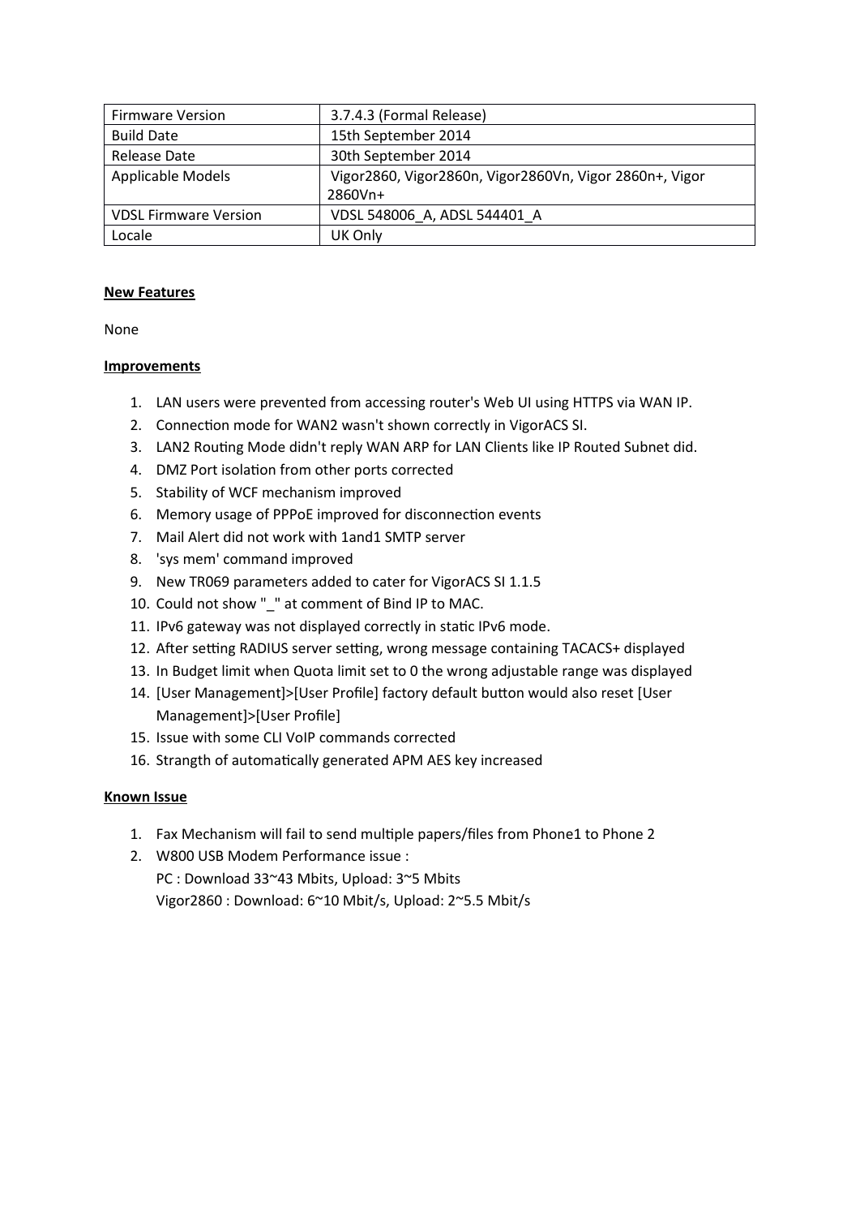| Firmware Version | 3.7.4.3 (Formal Release) |
|---|---|
| Build Date | 15th September 2014 |
| Release Date | 30th September 2014 |
| Applicable Models | Vigor2860, Vigor2860n, Vigor2860Vn, Vigor 2860n+, Vigor 2860Vn+ |
| VDSL Firmware Version | VDSL 548006_A, ADSL 544401_A |
| Locale | UK Only |

**New Features**

None

**Improvements**

1. LAN users were prevented from accessing router's Web UI using HTTPS via WAN IP.
2. Connection mode for WAN2 wasn't shown correctly in VigorACS SI.
3. LAN2 Routing Mode didn't reply WAN ARP for LAN Clients like IP Routed Subnet did.
4. DMZ Port isolation from other ports corrected
5. Stability of WCF mechanism improved
6. Memory usage of PPPoE improved for disconnection events
7. Mail Alert did not work with 1and1 SMTP server
8. 'sys mem' command improved
9. New TR069 parameters added to cater for VigorACS SI 1.1.5
10. Could not show "_" at comment of Bind IP to MAC.
11. IPv6 gateway was not displayed correctly in static IPv6 mode.
12. After setting RADIUS server setting, wrong message containing TACACS+ displayed
13. In Budget limit when Quota limit set to 0 the wrong adjustable range was displayed
14. [User Management]>[User Profile] factory default button would also reset [User Management]>[User Profile]
15. Issue with some CLI VoIP commands corrected
16. Strangth of automatically generated APM AES key increased

**Known Issue**

1. Fax Mechanism will fail to send multiple papers/files from Phone1 to Phone 2
2. W800 USB Modem Performance issue :
   PC : Download 33~43 Mbits, Upload: 3~5 Mbits
   Vigor2860 : Download: 6~10 Mbit/s, Upload: 2~5.5 Mbit/s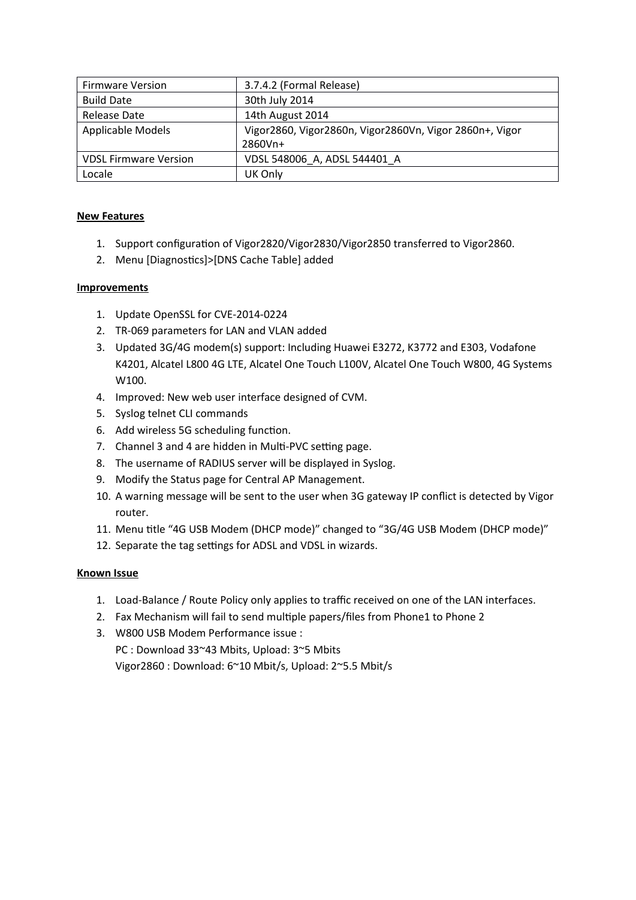| Firmware Version | 3.7.4.2 (Formal Release) |
| --- | --- |
| Build Date | 30th July 2014 |
| Release Date | 14th August 2014 |
| Applicable Models | Vigor2860, Vigor2860n, Vigor2860Vn, Vigor 2860n+, Vigor 2860Vn+ |
| VDSL Firmware Version | VDSL 548006_A, ADSL 544401_A |
| Locale | UK Only |

**New Features**

1. Support configuration of Vigor2820/Vigor2830/Vigor2850 transferred to Vigor2860.
2. Menu [Diagnostics]>[DNS Cache Table] added

**Improvements**

1. Update OpenSSL for CVE-2014-0224
2. TR-069 parameters for LAN and VLAN added
3. Updated 3G/4G modem(s) support: Including Huawei E3272, K3772 and E303, Vodafone K4201, Alcatel L800 4G LTE, Alcatel One Touch L100V, Alcatel One Touch W800, 4G Systems W100.
4. Improved: New web user interface designed of CVM.
5. Syslog telnet CLI commands
6. Add wireless 5G scheduling function.
7. Channel 3 and 4 are hidden in Multi-PVC setting page.
8. The username of RADIUS server will be displayed in Syslog.
9. Modify the Status page for Central AP Management.
10. A warning message will be sent to the user when 3G gateway IP conflict is detected by Vigor router.
11. Menu title “4G USB Modem (DHCP mode)” changed to “3G/4G USB Modem (DHCP mode)”
12. Separate the tag settings for ADSL and VDSL in wizards.

**Known Issue**

1. Load-Balance / Route Policy only applies to traffic received on one of the LAN interfaces.
2. Fax Mechanism will fail to send multiple papers/files from Phone1 to Phone 2
3. W800 USB Modem Performance issue :
   PC : Download 33~43 Mbits, Upload: 3~5 Mbits
   Vigor2860 : Download: 6~10 Mbit/s, Upload: 2~5.5 Mbit/s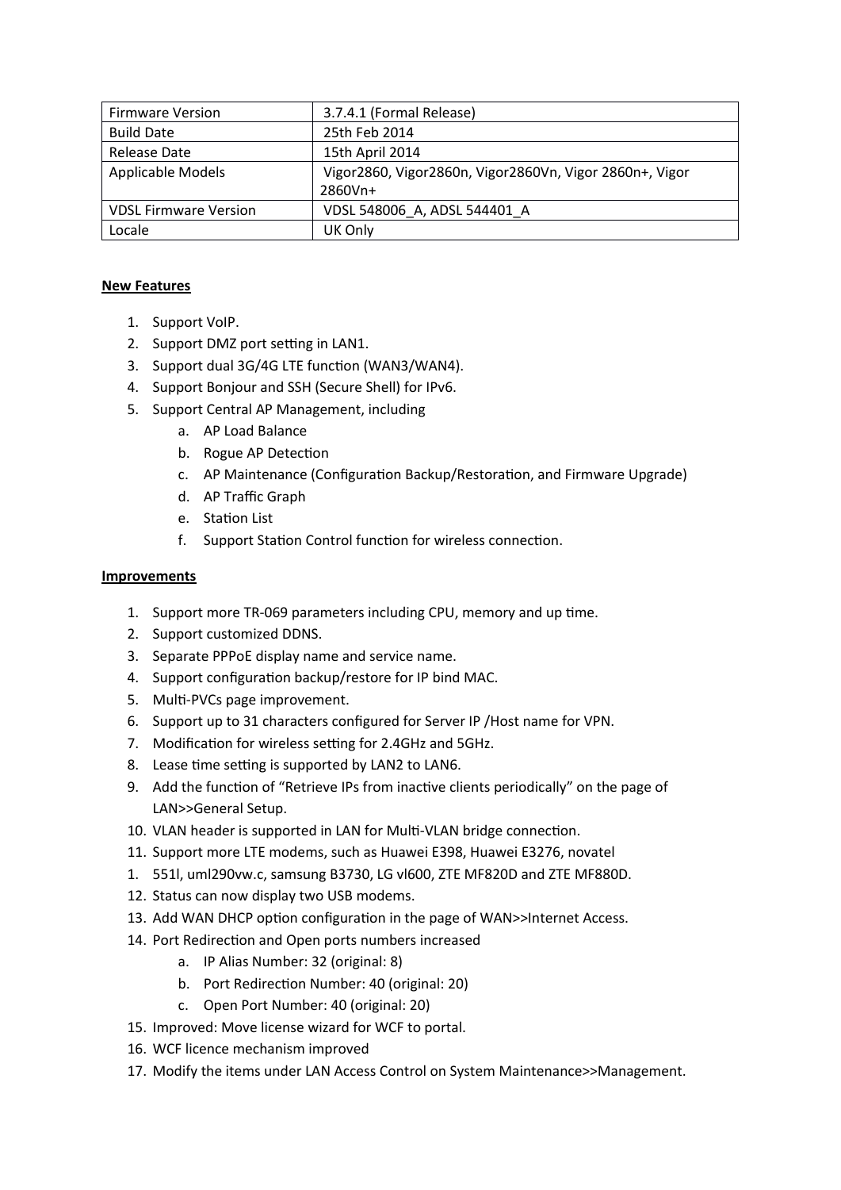| Firmware Version | 3.7.4.1 (Formal Release) |
| --- | --- |
| Build Date | 25th Feb 2014 |
| Release Date | 15th April 2014 |
| Applicable Models | Vigor2860, Vigor2860n, Vigor2860Vn, Vigor 2860n+, Vigor 2860Vn+ |
| VDSL Firmware Version | VDSL 548006_A, ADSL 544401_A |
| Locale | UK Only |

**New Features**

1. Support VoIP.
2. Support DMZ port setting in LAN1.
3. Support dual 3G/4G LTE function (WAN3/WAN4).
4. Support Bonjour and SSH (Secure Shell) for IPv6.
5. Support Central AP Management, including
   a. AP Load Balance
   b. Rogue AP Detection
   c. AP Maintenance (Configuration Backup/Restoration, and Firmware Upgrade)
   d. AP Traffic Graph
   e. Station List
   f. Support Station Control function for wireless connection.

**Improvements**

1. Support more TR-069 parameters including CPU, memory and up time.
2. Support customized DDNS.
3. Separate PPPoE display name and service name.
4. Support configuration backup/restore for IP bind MAC.
5. Multi-PVCs page improvement.
6. Support up to 31 characters configured for Server IP /Host name for VPN.
7. Modification for wireless setting for 2.4GHz and 5GHz.
8. Lease time setting is supported by LAN2 to LAN6.
9. Add the function of "Retrieve IPs from inactive clients periodically" on the page of LAN>>General Setup.
10. VLAN header is supported in LAN for Multi-VLAN bridge connection.
11. Support more LTE modems, such as Huawei E398, Huawei E3276, novatel
1. 551l, uml290vw.c, samsung B3730, LG vl600, ZTE MF820D and ZTE MF880D.
12. Status can now display two USB modems.
13. Add WAN DHCP option configuration in the page of WAN>>Internet Access.
14. Port Redirection and Open ports numbers increased
    a. IP Alias Number: 32 (original: 8)
    b. Port Redirection Number: 40 (original: 20)
    c. Open Port Number: 40 (original: 20)
15. Improved: Move license wizard for WCF to portal.
16. WCF licence mechanism improved
17. Modify the items under LAN Access Control on System Maintenance>>Management.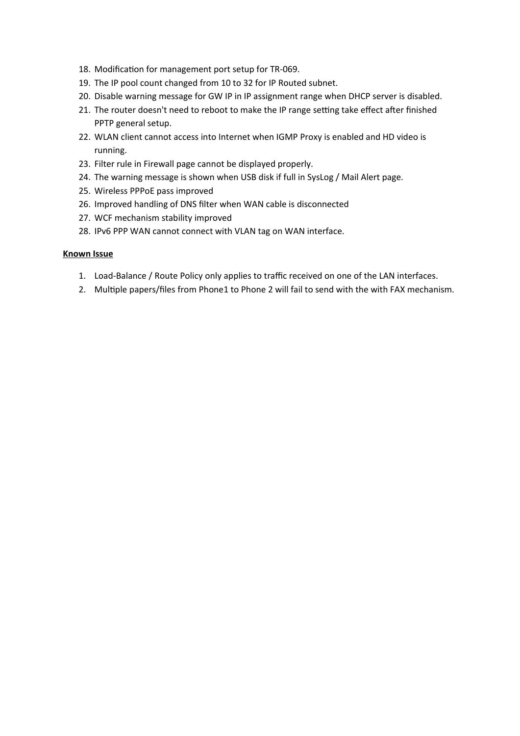18. Modification for management port setup for TR-069.
19. The IP pool count changed from 10 to 32 for IP Routed subnet.
20. Disable warning message for GW IP in IP assignment range when DHCP server is disabled.
21. The router doesn't need to reboot to make the IP range setting take effect after finished PPTP general setup.
22. WLAN client cannot access into Internet when IGMP Proxy is enabled and HD video is running.
23. Filter rule in Firewall page cannot be displayed properly.
24. The warning message is shown when USB disk if full in SysLog / Mail Alert page.
25. Wireless PPPoE pass improved
26. Improved handling of DNS filter when WAN cable is disconnected
27. WCF mechanism stability improved
28. IPv6 PPP WAN cannot connect with VLAN tag on WAN interface.

**Known Issue**

1. Load-Balance / Route Policy only applies to traffic received on one of the LAN interfaces.
2. Multiple papers/files from Phone1 to Phone 2 will fail to send with the with FAX mechanism.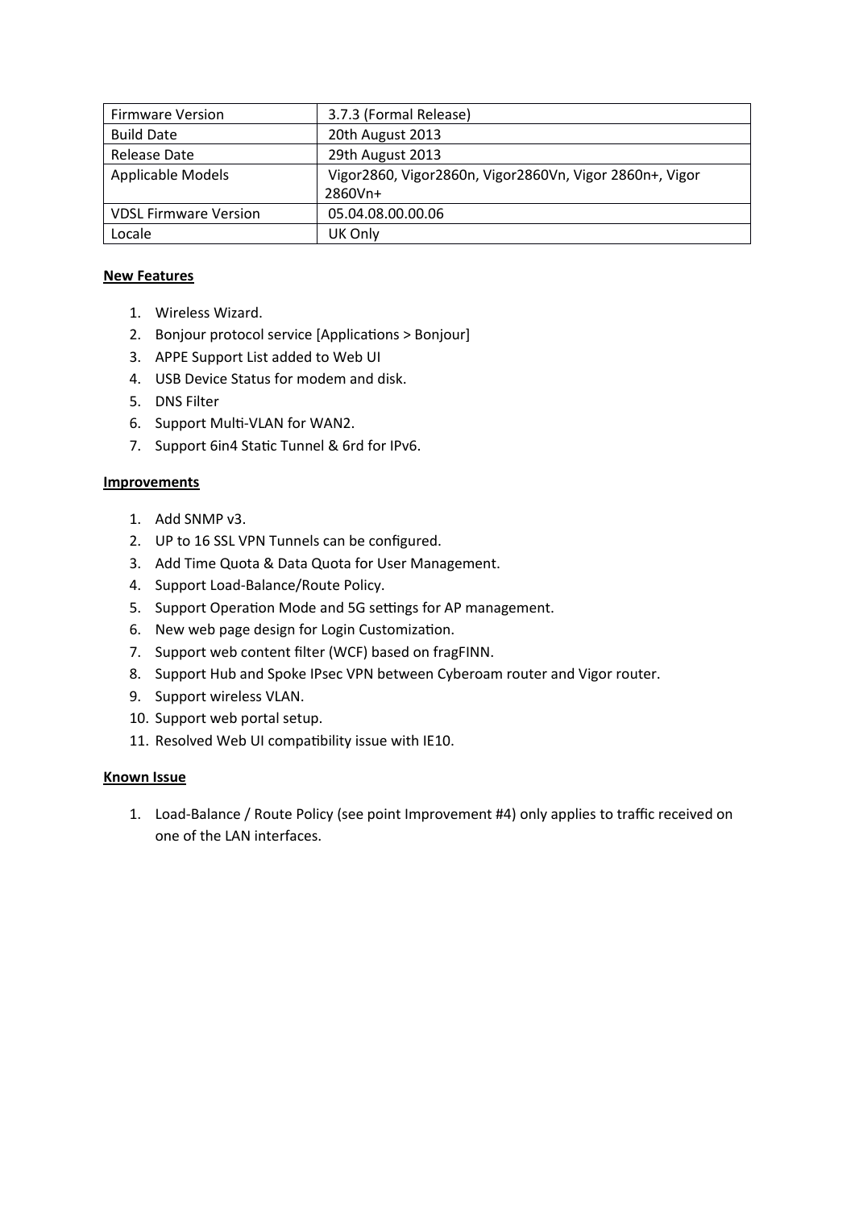| Firmware Version | 3.7.3 (Formal Release) |
|---|---|
| Build Date | 20th August 2013 |
| Release Date | 29th August 2013 |
| Applicable Models | Vigor2860, Vigor2860n, Vigor2860Vn, Vigor 2860n+, Vigor 2860Vn+ |
| VDSL Firmware Version | 05.04.08.00.00.06 |
| Locale | UK Only |

**New Features**

1. Wireless Wizard.
2. Bonjour protocol service [Applications > Bonjour]
3. APPE Support List added to Web UI
4. USB Device Status for modem and disk.
5. DNS Filter
6. Support Multi-VLAN for WAN2.
7. Support 6in4 Static Tunnel & 6rd for IPv6.

**Improvements**

1. Add SNMP v3.
2. UP to 16 SSL VPN Tunnels can be configured.
3. Add Time Quota & Data Quota for User Management.
4. Support Load-Balance/Route Policy.
5. Support Operation Mode and 5G settings for AP management.
6. New web page design for Login Customization.
7. Support web content filter (WCF) based on fragFINN.
8. Support Hub and Spoke IPsec VPN between Cyberoam router and Vigor router.
9. Support wireless VLAN.
10. Support web portal setup.
11. Resolved Web UI compatibility issue with IE10.

**Known Issue**

1. Load-Balance / Route Policy (see point Improvement #4) only applies to traffic received on one of the LAN interfaces.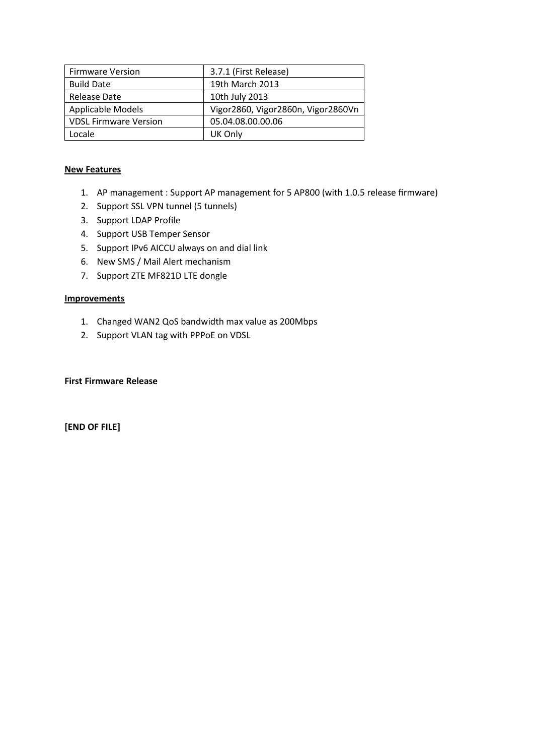| Firmware Version | 3.7.1 (First Release) |
|---|---|
| Build Date | 19th March 2013 |
| Release Date | 10th July 2013 |
| Applicable Models | Vigor2860, Vigor2860n, Vigor2860Vn |
| VDSL Firmware Version | 05.04.08.00.00.06 |
| Locale | UK Only |

**New Features**

1. AP management : Support AP management for 5 AP800 (with 1.0.5 release firmware)
2. Support SSL VPN tunnel (5 tunnels)
3. Support LDAP Profile
4. Support USB Temper Sensor
5. Support IPv6 AICCU always on and dial link
6. New SMS / Mail Alert mechanism
7. Support ZTE MF821D LTE dongle

**Improvements**

1. Changed WAN2 QoS bandwidth max value as 200Mbps
2. Support VLAN tag with PPPoE on VDSL

**First Firmware Release**

**[END OF FILE]**